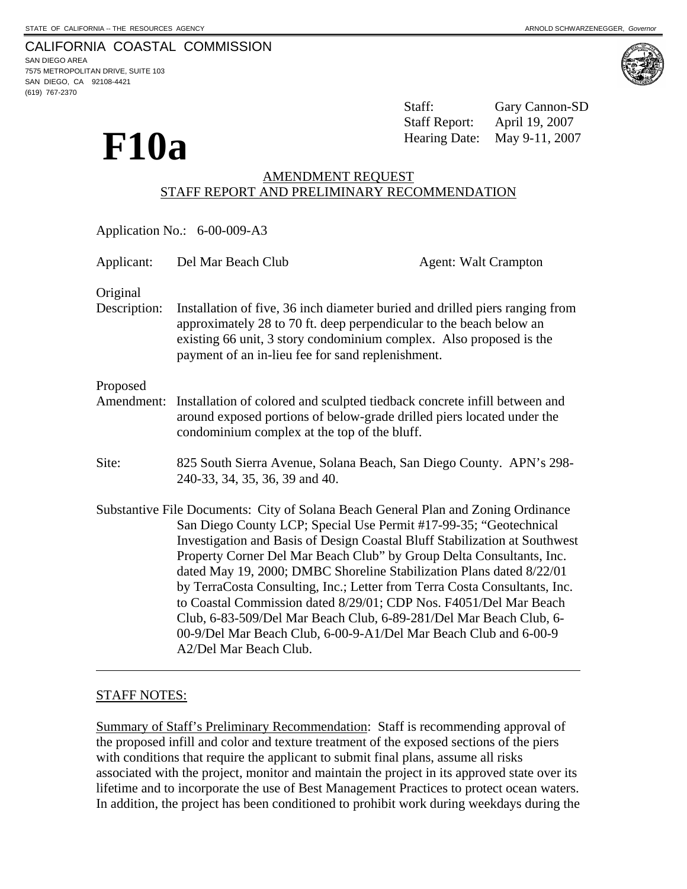STATE OF CALIFORNIA -- THE RESOURCES AGENCY ARNOLD SCHWARZENEGGER, *Governor*

CALIFORNIA COASTAL COMMISSION
SAN DIEGO AREA
7575 METROPOLITAN DRIVE, SUITE 103
SAN DIEGO, CA 92108-4421
(619) 767-2370

Staff: Gary Cannon-SD
Staff Report: April 19, 2007
Hearing Date: May 9-11, 2007

# F10a

AMENDMENT REQUEST
STAFF REPORT AND PRELIMINARY RECOMMENDATION

Application No.: 6-00-009-A3

Applicant: Del Mar Beach Club Agent: Walt Crampton

Original Description: Installation of five, 36 inch diameter buried and drilled piers ranging from approximately 28 to 70 ft. deep perpendicular to the beach below an existing 66 unit, 3 story condominium complex. Also proposed is the payment of an in-lieu fee for sand replenishment.

Proposed Amendment: Installation of colored and sculpted tiedback concrete infill between and around exposed portions of below-grade drilled piers located under the condominium complex at the top of the bluff.

Site: 825 South Sierra Avenue, Solana Beach, San Diego County. APN's 298-240-33, 34, 35, 36, 39 and 40.

Substantive File Documents: City of Solana Beach General Plan and Zoning Ordinance San Diego County LCP; Special Use Permit #17-99-35; "Geotechnical Investigation and Basis of Design Coastal Bluff Stabilization at Southwest Property Corner Del Mar Beach Club" by Group Delta Consultants, Inc. dated May 19, 2000; DMBC Shoreline Stabilization Plans dated 8/22/01 by TerraCosta Consulting, Inc.; Letter from Terra Costa Consultants, Inc. to Coastal Commission dated 8/29/01; CDP Nos. F4051/Del Mar Beach Club, 6-83-509/Del Mar Beach Club, 6-89-281/Del Mar Beach Club, 6-00-9/Del Mar Beach Club, 6-00-9-A1/Del Mar Beach Club and 6-00-9 A2/Del Mar Beach Club.

---

STAFF NOTES:

Summary of Staff's Preliminary Recommendation: Staff is recommending approval of the proposed infill and color and texture treatment of the exposed sections of the piers with conditions that require the applicant to submit final plans, assume all risks associated with the project, monitor and maintain the project in its approved state over its lifetime and to incorporate the use of Best Management Practices to protect ocean waters. In addition, the project has been conditioned to prohibit work during weekdays during the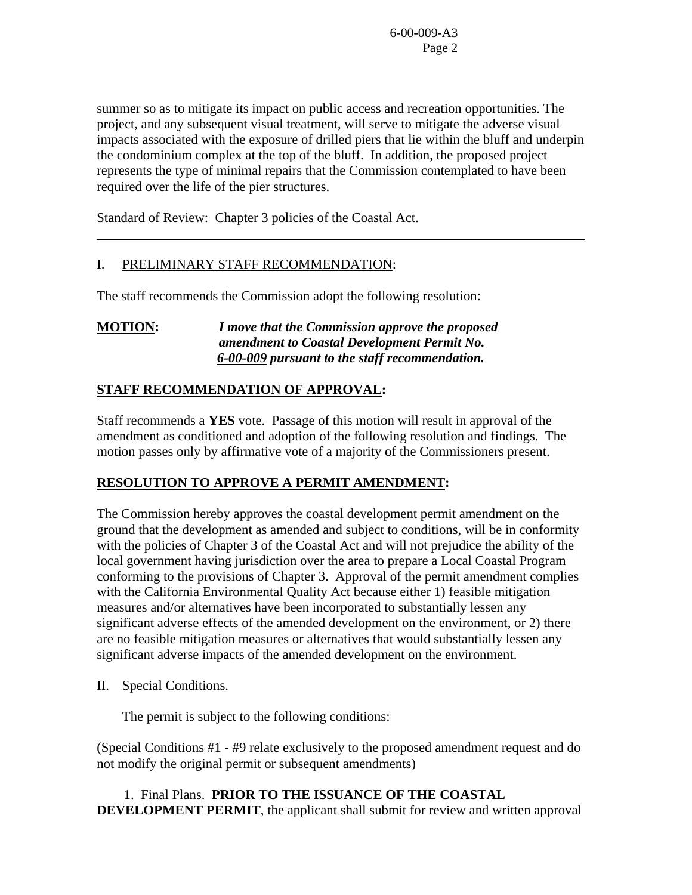summer so as to mitigate its impact on public access and recreation opportunities. The project, and any subsequent visual treatment, will serve to mitigate the adverse visual impacts associated with the exposure of drilled piers that lie within the bluff and underpin the condominium complex at the top of the bluff. In addition, the proposed project represents the type of minimal repairs that the Commission contemplated to have been required over the life of the pier structures.

Standard of Review: Chapter 3 policies of the Coastal Act.

---

I. PRELIMINARY STAFF RECOMMENDATION:

The staff recommends the Commission adopt the following resolution:

**MOTION:** ***I move that the Commission approve the proposed amendment to Coastal Development Permit No. 6-00-009 pursuant to the staff recommendation.***

**STAFF RECOMMENDATION OF APPROVAL:**

Staff recommends a **YES** vote. Passage of this motion will result in approval of the amendment as conditioned and adoption of the following resolution and findings. The motion passes only by affirmative vote of a majority of the Commissioners present.

**RESOLUTION TO APPROVE A PERMIT AMENDMENT:**

The Commission hereby approves the coastal development permit amendment on the ground that the development as amended and subject to conditions, will be in conformity with the policies of Chapter 3 of the Coastal Act and will not prejudice the ability of the local government having jurisdiction over the area to prepare a Local Coastal Program conforming to the provisions of Chapter 3. Approval of the permit amendment complies with the California Environmental Quality Act because either 1) feasible mitigation measures and/or alternatives have been incorporated to substantially lessen any significant adverse effects of the amended development on the environment, or 2) there are no feasible mitigation measures or alternatives that would substantially lessen any significant adverse impacts of the amended development on the environment.

II. Special Conditions.

The permit is subject to the following conditions:

(Special Conditions #1 - #9 relate exclusively to the proposed amendment request and do not modify the original permit or subsequent amendments)

1. Final Plans. **PRIOR TO THE ISSUANCE OF THE COASTAL DEVELOPMENT PERMIT**, the applicant shall submit for review and written approval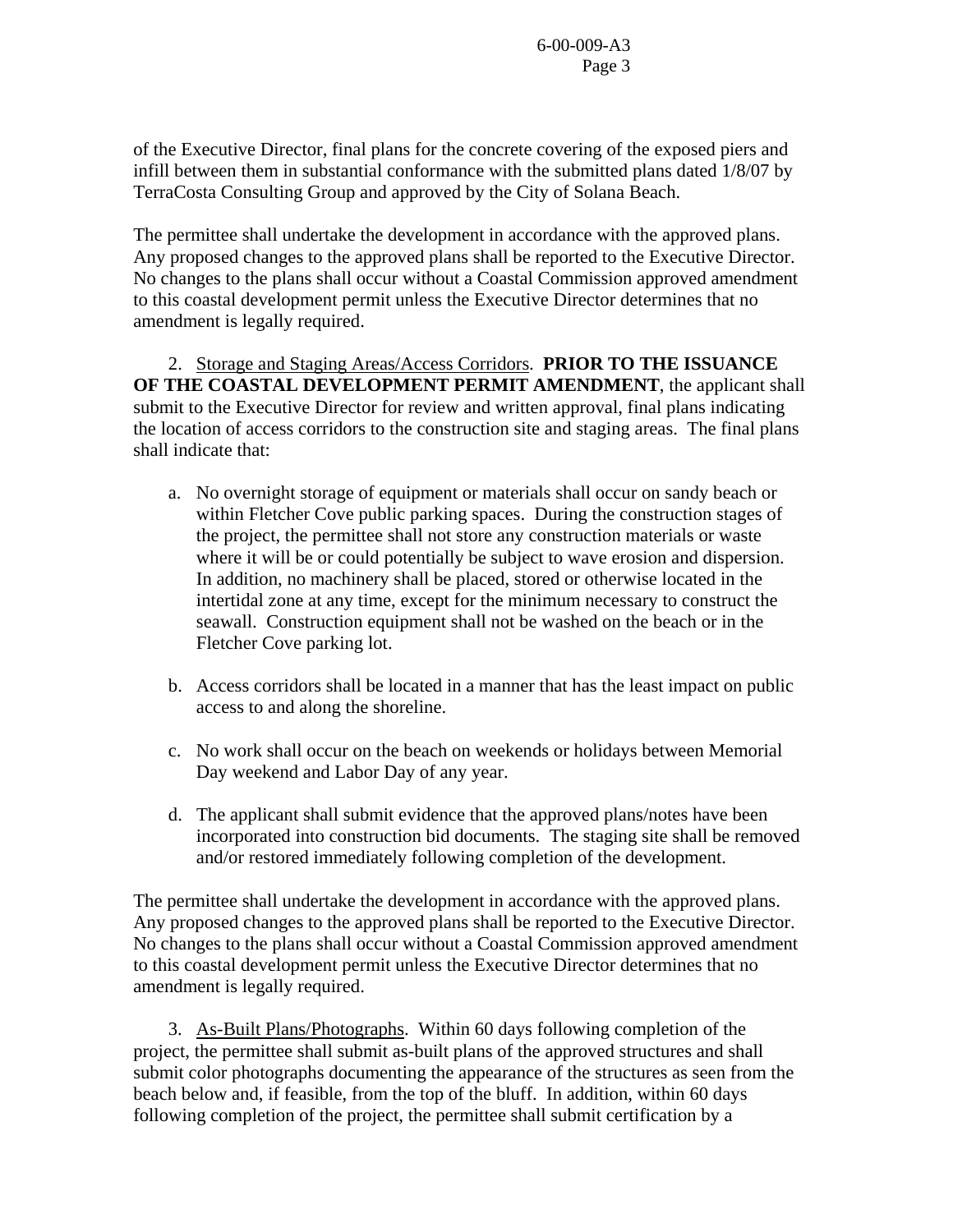of the Executive Director, final plans for the concrete covering of the exposed piers and infill between them in substantial conformance with the submitted plans dated 1/8/07 by TerraCosta Consulting Group and approved by the City of Solana Beach.

The permittee shall undertake the development in accordance with the approved plans. Any proposed changes to the approved plans shall be reported to the Executive Director. No changes to the plans shall occur without a Coastal Commission approved amendment to this coastal development permit unless the Executive Director determines that no amendment is legally required.

2. Storage and Staging Areas/Access Corridors. **PRIOR TO THE ISSUANCE OF THE COASTAL DEVELOPMENT PERMIT AMENDMENT**, the applicant shall submit to the Executive Director for review and written approval, final plans indicating the location of access corridors to the construction site and staging areas. The final plans shall indicate that:

a. No overnight storage of equipment or materials shall occur on sandy beach or within Fletcher Cove public parking spaces. During the construction stages of the project, the permittee shall not store any construction materials or waste where it will be or could potentially be subject to wave erosion and dispersion. In addition, no machinery shall be placed, stored or otherwise located in the intertidal zone at any time, except for the minimum necessary to construct the seawall. Construction equipment shall not be washed on the beach or in the Fletcher Cove parking lot.

b. Access corridors shall be located in a manner that has the least impact on public access to and along the shoreline.

c. No work shall occur on the beach on weekends or holidays between Memorial Day weekend and Labor Day of any year.

d. The applicant shall submit evidence that the approved plans/notes have been incorporated into construction bid documents. The staging site shall be removed and/or restored immediately following completion of the development.

The permittee shall undertake the development in accordance with the approved plans. Any proposed changes to the approved plans shall be reported to the Executive Director. No changes to the plans shall occur without a Coastal Commission approved amendment to this coastal development permit unless the Executive Director determines that no amendment is legally required.

3. As-Built Plans/Photographs. Within 60 days following completion of the project, the permittee shall submit as-built plans of the approved structures and shall submit color photographs documenting the appearance of the structures as seen from the beach below and, if feasible, from the top of the bluff. In addition, within 60 days following completion of the project, the permittee shall submit certification by a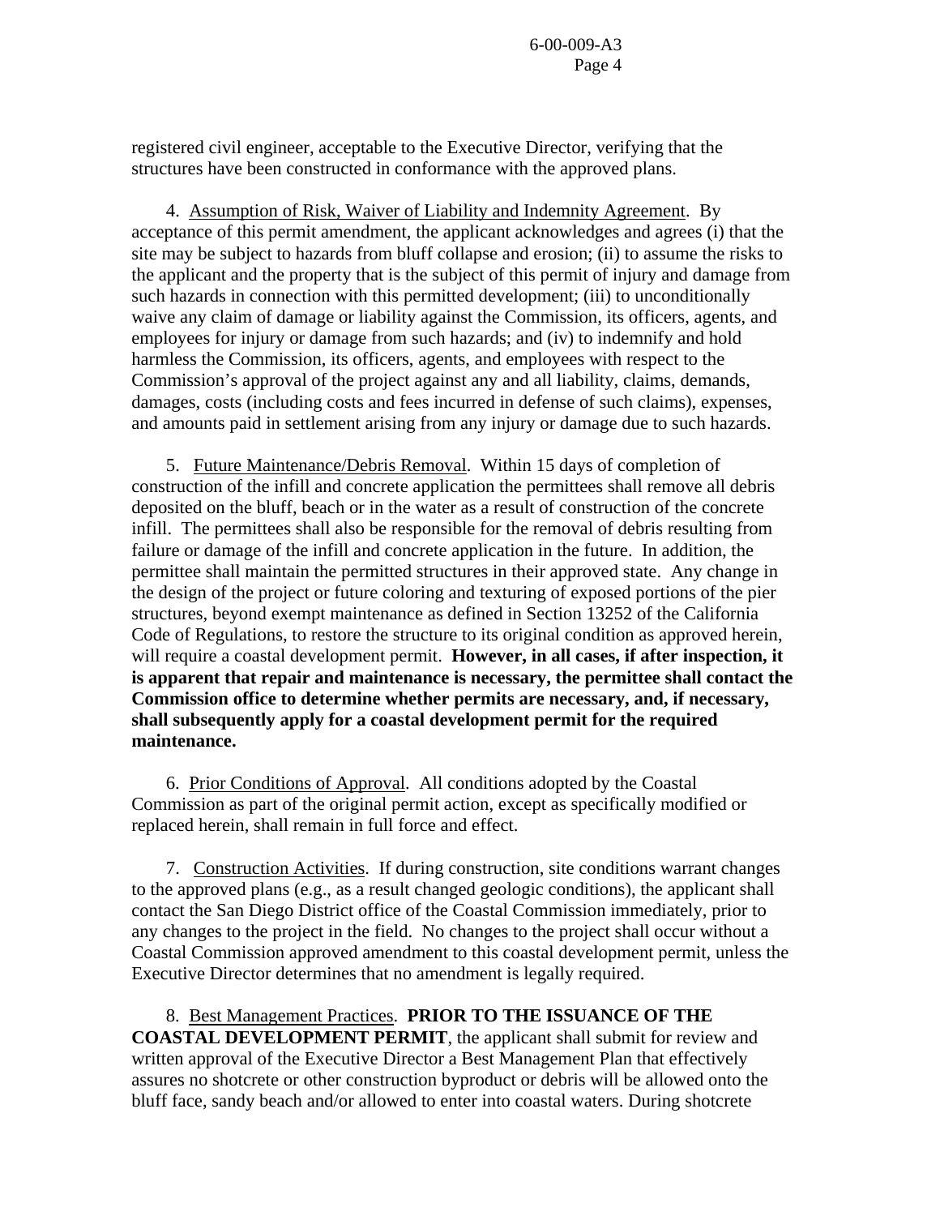registered civil engineer, acceptable to the Executive Director, verifying that the structures have been constructed in conformance with the approved plans.

4. Assumption of Risk, Waiver of Liability and Indemnity Agreement. By acceptance of this permit amendment, the applicant acknowledges and agrees (i) that the site may be subject to hazards from bluff collapse and erosion; (ii) to assume the risks to the applicant and the property that is the subject of this permit of injury and damage from such hazards in connection with this permitted development; (iii) to unconditionally waive any claim of damage or liability against the Commission, its officers, agents, and employees for injury or damage from such hazards; and (iv) to indemnify and hold harmless the Commission, its officers, agents, and employees with respect to the Commission's approval of the project against any and all liability, claims, demands, damages, costs (including costs and fees incurred in defense of such claims), expenses, and amounts paid in settlement arising from any injury or damage due to such hazards.

5. Future Maintenance/Debris Removal. Within 15 days of completion of construction of the infill and concrete application the permittees shall remove all debris deposited on the bluff, beach or in the water as a result of construction of the concrete infill. The permittees shall also be responsible for the removal of debris resulting from failure or damage of the infill and concrete application in the future. In addition, the permittee shall maintain the permitted structures in their approved state. Any change in the design of the project or future coloring and texturing of exposed portions of the pier structures, beyond exempt maintenance as defined in Section 13252 of the California Code of Regulations, to restore the structure to its original condition as approved herein, will require a coastal development permit. **However, in all cases, if after inspection, it is apparent that repair and maintenance is necessary, the permittee shall contact the Commission office to determine whether permits are necessary, and, if necessary, shall subsequently apply for a coastal development permit for the required maintenance.**

6. Prior Conditions of Approval. All conditions adopted by the Coastal Commission as part of the original permit action, except as specifically modified or replaced herein, shall remain in full force and effect.

7. Construction Activities. If during construction, site conditions warrant changes to the approved plans (e.g., as a result changed geologic conditions), the applicant shall contact the San Diego District office of the Coastal Commission immediately, prior to any changes to the project in the field. No changes to the project shall occur without a Coastal Commission approved amendment to this coastal development permit, unless the Executive Director determines that no amendment is legally required.

8. Best Management Practices. **PRIOR TO THE ISSUANCE OF THE COASTAL DEVELOPMENT PERMIT**, the applicant shall submit for review and written approval of the Executive Director a Best Management Plan that effectively assures no shotcrete or other construction byproduct or debris will be allowed onto the bluff face, sandy beach and/or allowed to enter into coastal waters. During shotcrete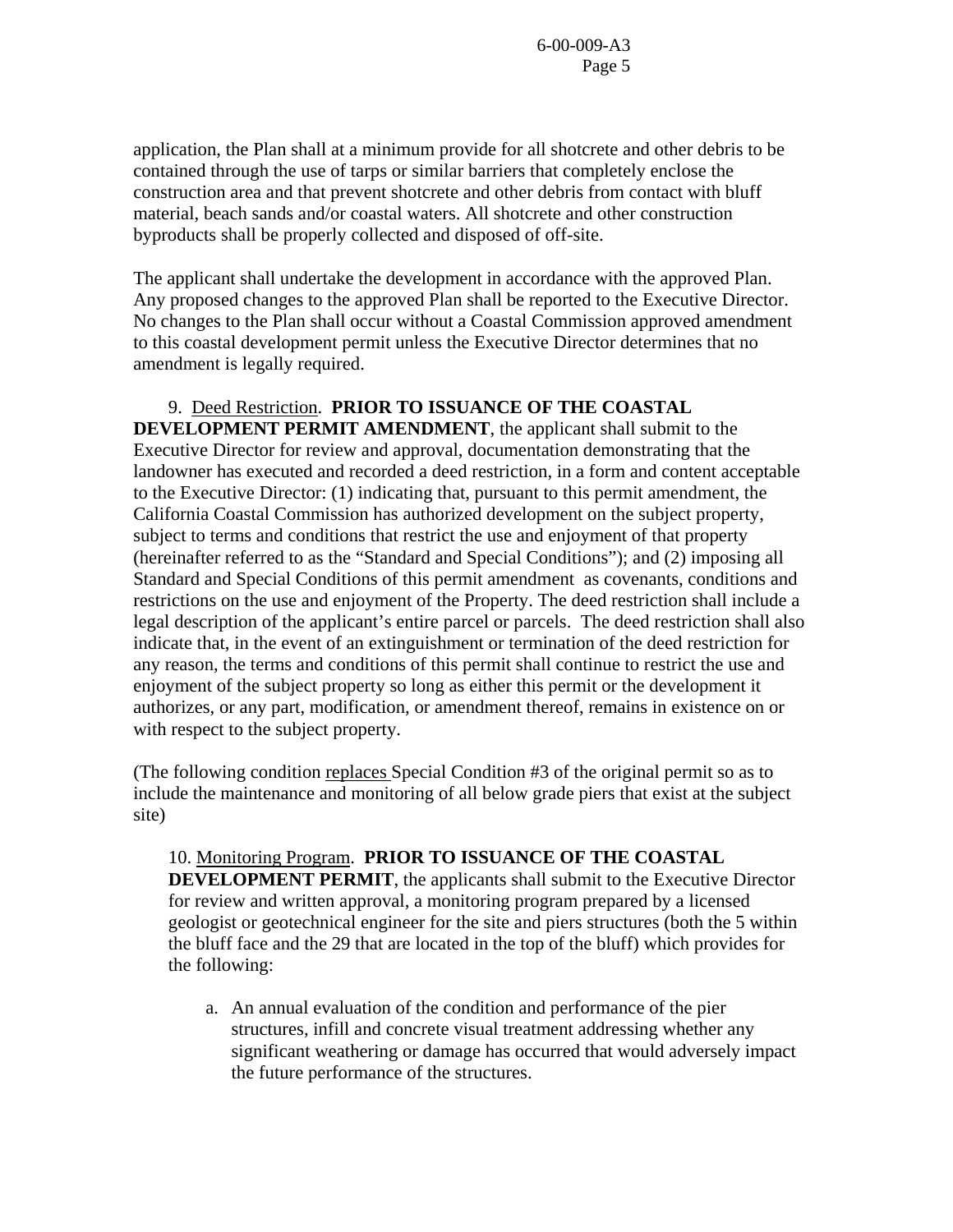application, the Plan shall at a minimum provide for all shotcrete and other debris to be contained through the use of tarps or similar barriers that completely enclose the construction area and that prevent shotcrete and other debris from contact with bluff material, beach sands and/or coastal waters. All shotcrete and other construction byproducts shall be properly collected and disposed of off-site.

The applicant shall undertake the development in accordance with the approved Plan. Any proposed changes to the approved Plan shall be reported to the Executive Director. No changes to the Plan shall occur without a Coastal Commission approved amendment to this coastal development permit unless the Executive Director determines that no amendment is legally required.

9. Deed Restriction. **PRIOR TO ISSUANCE OF THE COASTAL DEVELOPMENT PERMIT AMENDMENT**, the applicant shall submit to the Executive Director for review and approval, documentation demonstrating that the landowner has executed and recorded a deed restriction, in a form and content acceptable to the Executive Director: (1) indicating that, pursuant to this permit amendment, the California Coastal Commission has authorized development on the subject property, subject to terms and conditions that restrict the use and enjoyment of that property (hereinafter referred to as the "Standard and Special Conditions"); and (2) imposing all Standard and Special Conditions of this permit amendment as covenants, conditions and restrictions on the use and enjoyment of the Property. The deed restriction shall include a legal description of the applicant's entire parcel or parcels. The deed restriction shall also indicate that, in the event of an extinguishment or termination of the deed restriction for any reason, the terms and conditions of this permit shall continue to restrict the use and enjoyment of the subject property so long as either this permit or the development it authorizes, or any part, modification, or amendment thereof, remains in existence on or with respect to the subject property.

(The following condition replaces Special Condition #3 of the original permit so as to include the maintenance and monitoring of all below grade piers that exist at the subject site)

10. Monitoring Program. **PRIOR TO ISSUANCE OF THE COASTAL DEVELOPMENT PERMIT**, the applicants shall submit to the Executive Director for review and written approval, a monitoring program prepared by a licensed geologist or geotechnical engineer for the site and piers structures (both the 5 within the bluff face and the 29 that are located in the top of the bluff) which provides for the following:

a. An annual evaluation of the condition and performance of the pier structures, infill and concrete visual treatment addressing whether any significant weathering or damage has occurred that would adversely impact the future performance of the structures.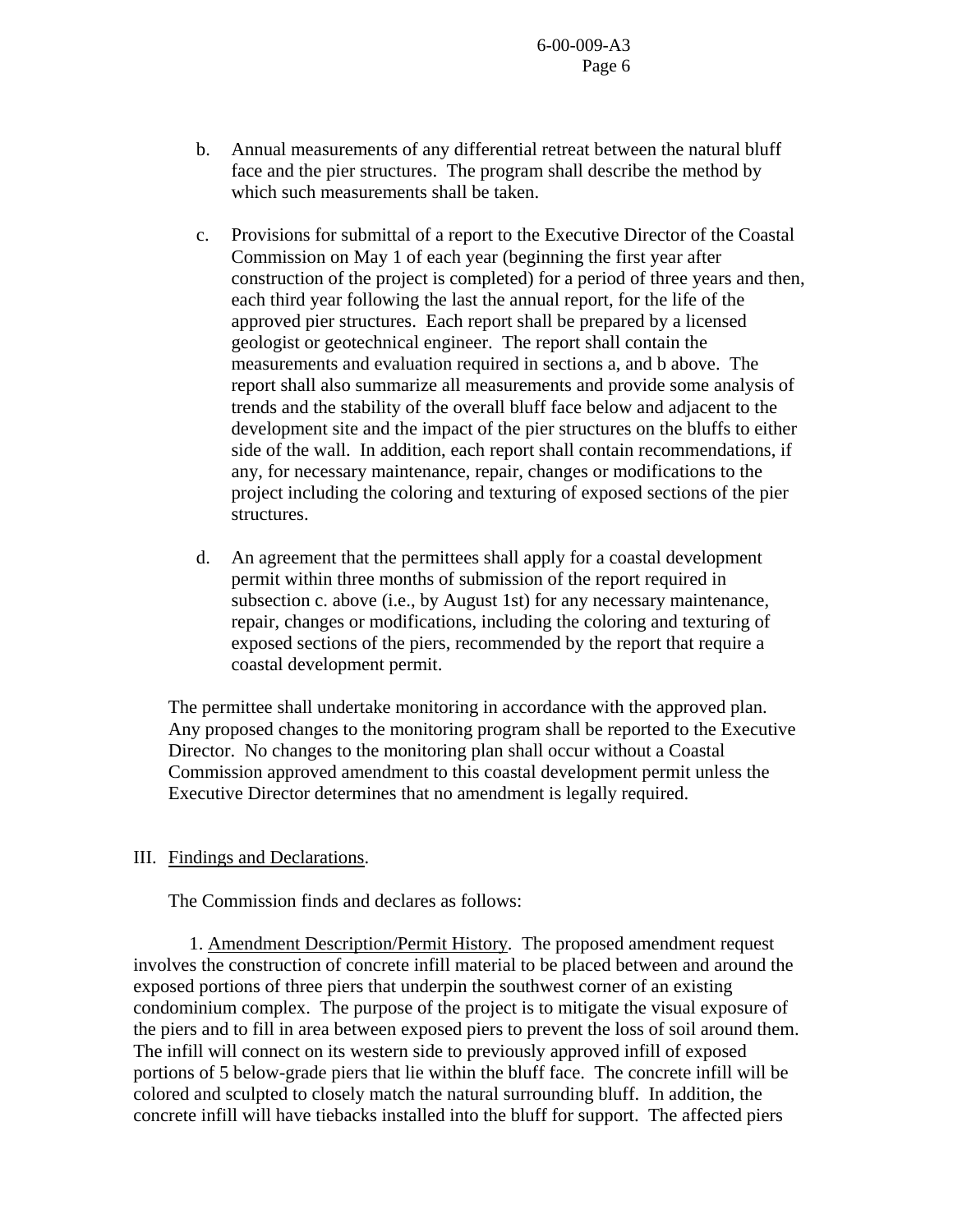b. Annual measurements of any differential retreat between the natural bluff face and the pier structures. The program shall describe the method by which such measurements shall be taken.

c. Provisions for submittal of a report to the Executive Director of the Coastal Commission on May 1 of each year (beginning the first year after construction of the project is completed) for a period of three years and then, each third year following the last the annual report, for the life of the approved pier structures. Each report shall be prepared by a licensed geologist or geotechnical engineer. The report shall contain the measurements and evaluation required in sections a, and b above. The report shall also summarize all measurements and provide some analysis of trends and the stability of the overall bluff face below and adjacent to the development site and the impact of the pier structures on the bluffs to either side of the wall. In addition, each report shall contain recommendations, if any, for necessary maintenance, repair, changes or modifications to the project including the coloring and texturing of exposed sections of the pier structures.

d. An agreement that the permittees shall apply for a coastal development permit within three months of submission of the report required in subsection c. above (i.e., by August 1st) for any necessary maintenance, repair, changes or modifications, including the coloring and texturing of exposed sections of the piers, recommended by the report that require a coastal development permit.

The permittee shall undertake monitoring in accordance with the approved plan. Any proposed changes to the monitoring program shall be reported to the Executive Director. No changes to the monitoring plan shall occur without a Coastal Commission approved amendment to this coastal development permit unless the Executive Director determines that no amendment is legally required.

III. Findings and Declarations.

The Commission finds and declares as follows:

1. Amendment Description/Permit History. The proposed amendment request involves the construction of concrete infill material to be placed between and around the exposed portions of three piers that underpin the southwest corner of an existing condominium complex. The purpose of the project is to mitigate the visual exposure of the piers and to fill in area between exposed piers to prevent the loss of soil around them. The infill will connect on its western side to previously approved infill of exposed portions of 5 below-grade piers that lie within the bluff face. The concrete infill will be colored and sculpted to closely match the natural surrounding bluff. In addition, the concrete infill will have tiebacks installed into the bluff for support. The affected piers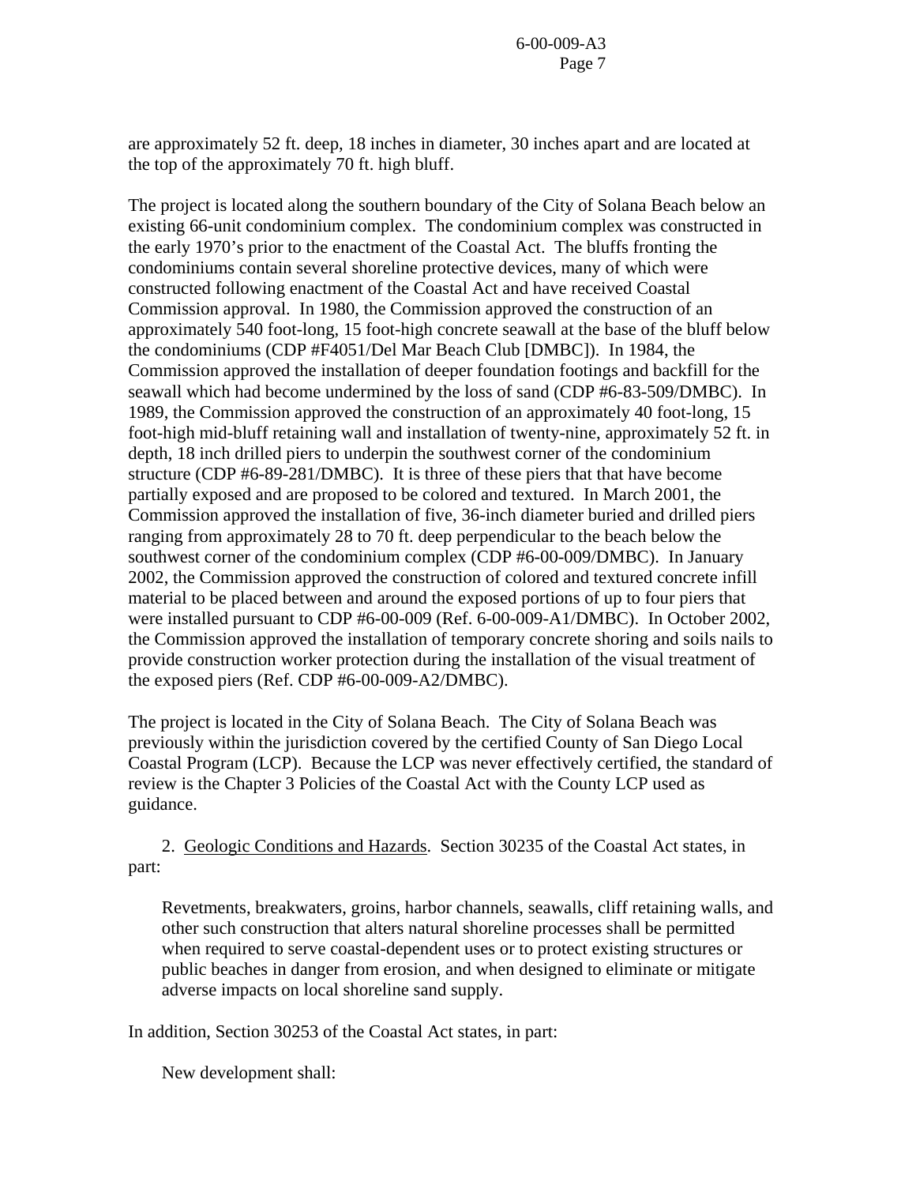are approximately 52 ft. deep, 18 inches in diameter, 30 inches apart and are located at the top of the approximately 70 ft. high bluff.

The project is located along the southern boundary of the City of Solana Beach below an existing 66-unit condominium complex. The condominium complex was constructed in the early 1970's prior to the enactment of the Coastal Act. The bluffs fronting the condominiums contain several shoreline protective devices, many of which were constructed following enactment of the Coastal Act and have received Coastal Commission approval. In 1980, the Commission approved the construction of an approximately 540 foot-long, 15 foot-high concrete seawall at the base of the bluff below the condominiums (CDP #F4051/Del Mar Beach Club [DMBC]). In 1984, the Commission approved the installation of deeper foundation footings and backfill for the seawall which had become undermined by the loss of sand (CDP #6-83-509/DMBC). In 1989, the Commission approved the construction of an approximately 40 foot-long, 15 foot-high mid-bluff retaining wall and installation of twenty-nine, approximately 52 ft. in depth, 18 inch drilled piers to underpin the southwest corner of the condominium structure (CDP #6-89-281/DMBC). It is three of these piers that that have become partially exposed and are proposed to be colored and textured. In March 2001, the Commission approved the installation of five, 36-inch diameter buried and drilled piers ranging from approximately 28 to 70 ft. deep perpendicular to the beach below the southwest corner of the condominium complex (CDP #6-00-009/DMBC). In January 2002, the Commission approved the construction of colored and textured concrete infill material to be placed between and around the exposed portions of up to four piers that were installed pursuant to CDP #6-00-009 (Ref. 6-00-009-A1/DMBC). In October 2002, the Commission approved the installation of temporary concrete shoring and soils nails to provide construction worker protection during the installation of the visual treatment of the exposed piers (Ref. CDP #6-00-009-A2/DMBC).

The project is located in the City of Solana Beach. The City of Solana Beach was previously within the jurisdiction covered by the certified County of San Diego Local Coastal Program (LCP). Because the LCP was never effectively certified, the standard of review is the Chapter 3 Policies of the Coastal Act with the County LCP used as guidance.

2. Geologic Conditions and Hazards. Section 30235 of the Coastal Act states, in part:

> Revetments, breakwaters, groins, harbor channels, seawalls, cliff retaining walls, and other such construction that alters natural shoreline processes shall be permitted when required to serve coastal-dependent uses or to protect existing structures or public beaches in danger from erosion, and when designed to eliminate or mitigate adverse impacts on local shoreline sand supply.

In addition, Section 30253 of the Coastal Act states, in part:

> New development shall: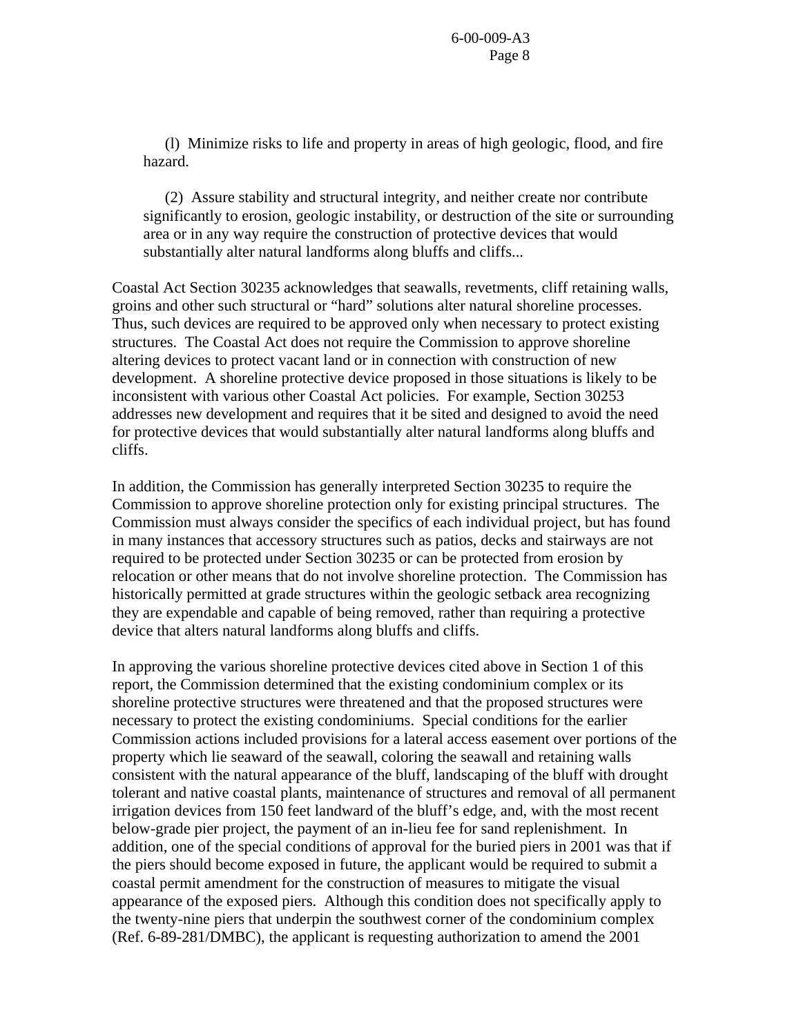(l) Minimize risks to life and property in areas of high geologic, flood, and fire hazard.

(2) Assure stability and structural integrity, and neither create nor contribute significantly to erosion, geologic instability, or destruction of the site or surrounding area or in any way require the construction of protective devices that would substantially alter natural landforms along bluffs and cliffs...

Coastal Act Section 30235 acknowledges that seawalls, revetments, cliff retaining walls, groins and other such structural or "hard" solutions alter natural shoreline processes. Thus, such devices are required to be approved only when necessary to protect existing structures. The Coastal Act does not require the Commission to approve shoreline altering devices to protect vacant land or in connection with construction of new development. A shoreline protective device proposed in those situations is likely to be inconsistent with various other Coastal Act policies. For example, Section 30253 addresses new development and requires that it be sited and designed to avoid the need for protective devices that would substantially alter natural landforms along bluffs and cliffs.

In addition, the Commission has generally interpreted Section 30235 to require the Commission to approve shoreline protection only for existing principal structures. The Commission must always consider the specifics of each individual project, but has found in many instances that accessory structures such as patios, decks and stairways are not required to be protected under Section 30235 or can be protected from erosion by relocation or other means that do not involve shoreline protection. The Commission has historically permitted at grade structures within the geologic setback area recognizing they are expendable and capable of being removed, rather than requiring a protective device that alters natural landforms along bluffs and cliffs.

In approving the various shoreline protective devices cited above in Section 1 of this report, the Commission determined that the existing condominium complex or its shoreline protective structures were threatened and that the proposed structures were necessary to protect the existing condominiums. Special conditions for the earlier Commission actions included provisions for a lateral access easement over portions of the property which lie seaward of the seawall, coloring the seawall and retaining walls consistent with the natural appearance of the bluff, landscaping of the bluff with drought tolerant and native coastal plants, maintenance of structures and removal of all permanent irrigation devices from 150 feet landward of the bluff's edge, and, with the most recent below-grade pier project, the payment of an in-lieu fee for sand replenishment. In addition, one of the special conditions of approval for the buried piers in 2001 was that if the piers should become exposed in future, the applicant would be required to submit a coastal permit amendment for the construction of measures to mitigate the visual appearance of the exposed piers. Although this condition does not specifically apply to the twenty-nine piers that underpin the southwest corner of the condominium complex (Ref. 6-89-281/DMBC), the applicant is requesting authorization to amend the 2001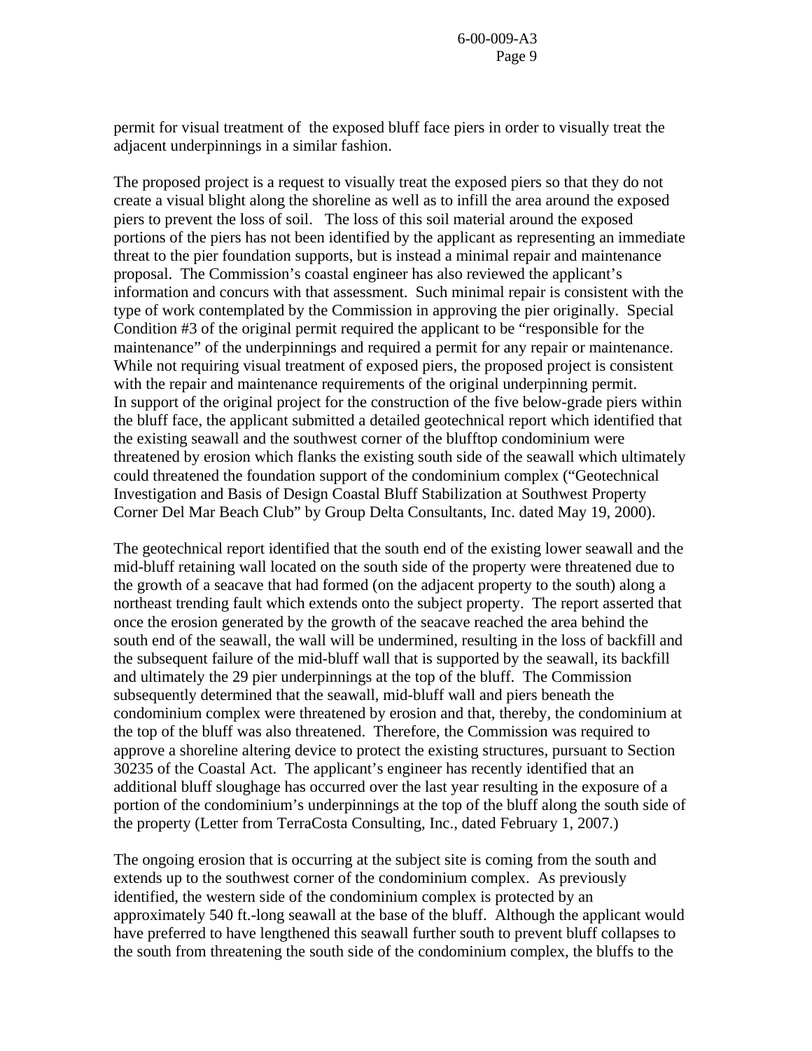permit for visual treatment of the exposed bluff face piers in order to visually treat the adjacent underpinnings in a similar fashion.

The proposed project is a request to visually treat the exposed piers so that they do not create a visual blight along the shoreline as well as to infill the area around the exposed piers to prevent the loss of soil. The loss of this soil material around the exposed portions of the piers has not been identified by the applicant as representing an immediate threat to the pier foundation supports, but is instead a minimal repair and maintenance proposal. The Commission's coastal engineer has also reviewed the applicant's information and concurs with that assessment. Such minimal repair is consistent with the type of work contemplated by the Commission in approving the pier originally. Special Condition #3 of the original permit required the applicant to be "responsible for the maintenance" of the underpinnings and required a permit for any repair or maintenance. While not requiring visual treatment of exposed piers, the proposed project is consistent with the repair and maintenance requirements of the original underpinning permit. In support of the original project for the construction of the five below-grade piers within the bluff face, the applicant submitted a detailed geotechnical report which identified that the existing seawall and the southwest corner of the blufftop condominium were threatened by erosion which flanks the existing south side of the seawall which ultimately could threatened the foundation support of the condominium complex ("Geotechnical Investigation and Basis of Design Coastal Bluff Stabilization at Southwest Property Corner Del Mar Beach Club" by Group Delta Consultants, Inc. dated May 19, 2000).

The geotechnical report identified that the south end of the existing lower seawall and the mid-bluff retaining wall located on the south side of the property were threatened due to the growth of a seacave that had formed (on the adjacent property to the south) along a northeast trending fault which extends onto the subject property. The report asserted that once the erosion generated by the growth of the seacave reached the area behind the south end of the seawall, the wall will be undermined, resulting in the loss of backfill and the subsequent failure of the mid-bluff wall that is supported by the seawall, its backfill and ultimately the 29 pier underpinnings at the top of the bluff. The Commission subsequently determined that the seawall, mid-bluff wall and piers beneath the condominium complex were threatened by erosion and that, thereby, the condominium at the top of the bluff was also threatened. Therefore, the Commission was required to approve a shoreline altering device to protect the existing structures, pursuant to Section 30235 of the Coastal Act. The applicant's engineer has recently identified that an additional bluff sloughage has occurred over the last year resulting in the exposure of a portion of the condominium's underpinnings at the top of the bluff along the south side of the property (Letter from TerraCosta Consulting, Inc., dated February 1, 2007.)

The ongoing erosion that is occurring at the subject site is coming from the south and extends up to the southwest corner of the condominium complex. As previously identified, the western side of the condominium complex is protected by an approximately 540 ft.-long seawall at the base of the bluff. Although the applicant would have preferred to have lengthened this seawall further south to prevent bluff collapses to the south from threatening the south side of the condominium complex, the bluffs to the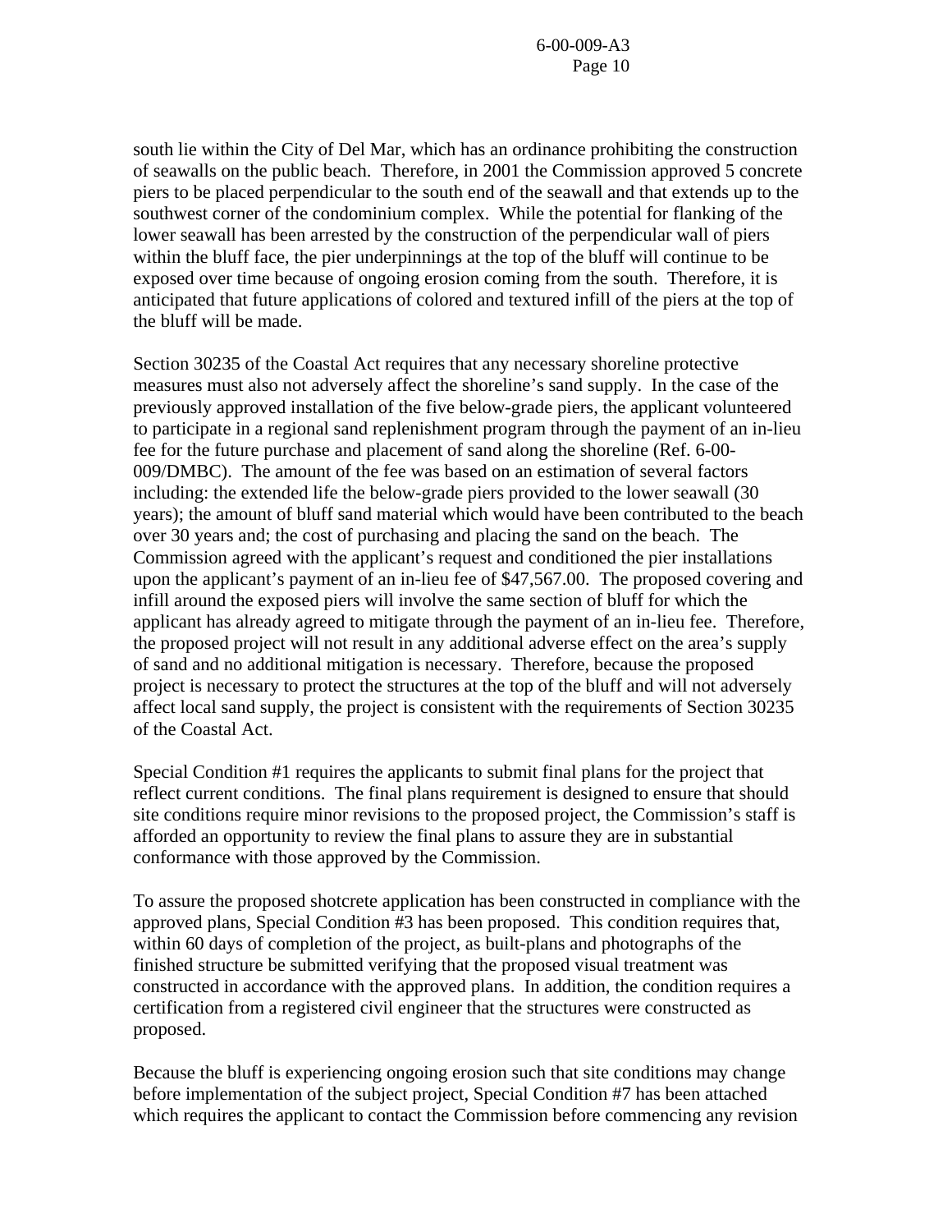south lie within the City of Del Mar, which has an ordinance prohibiting the construction of seawalls on the public beach. Therefore, in 2001 the Commission approved 5 concrete piers to be placed perpendicular to the south end of the seawall and that extends up to the southwest corner of the condominium complex. While the potential for flanking of the lower seawall has been arrested by the construction of the perpendicular wall of piers within the bluff face, the pier underpinnings at the top of the bluff will continue to be exposed over time because of ongoing erosion coming from the south. Therefore, it is anticipated that future applications of colored and textured infill of the piers at the top of the bluff will be made.

Section 30235 of the Coastal Act requires that any necessary shoreline protective measures must also not adversely affect the shoreline's sand supply. In the case of the previously approved installation of the five below-grade piers, the applicant volunteered to participate in a regional sand replenishment program through the payment of an in-lieu fee for the future purchase and placement of sand along the shoreline (Ref. 6-00-009/DMBC). The amount of the fee was based on an estimation of several factors including: the extended life the below-grade piers provided to the lower seawall (30 years); the amount of bluff sand material which would have been contributed to the beach over 30 years and; the cost of purchasing and placing the sand on the beach. The Commission agreed with the applicant's request and conditioned the pier installations upon the applicant's payment of an in-lieu fee of $47,567.00. The proposed covering and infill around the exposed piers will involve the same section of bluff for which the applicant has already agreed to mitigate through the payment of an in-lieu fee. Therefore, the proposed project will not result in any additional adverse effect on the area's supply of sand and no additional mitigation is necessary. Therefore, because the proposed project is necessary to protect the structures at the top of the bluff and will not adversely affect local sand supply, the project is consistent with the requirements of Section 30235 of the Coastal Act.

Special Condition #1 requires the applicants to submit final plans for the project that reflect current conditions. The final plans requirement is designed to ensure that should site conditions require minor revisions to the proposed project, the Commission's staff is afforded an opportunity to review the final plans to assure they are in substantial conformance with those approved by the Commission.

To assure the proposed shotcrete application has been constructed in compliance with the approved plans, Special Condition #3 has been proposed. This condition requires that, within 60 days of completion of the project, as built-plans and photographs of the finished structure be submitted verifying that the proposed visual treatment was constructed in accordance with the approved plans. In addition, the condition requires a certification from a registered civil engineer that the structures were constructed as proposed.

Because the bluff is experiencing ongoing erosion such that site conditions may change before implementation of the subject project, Special Condition #7 has been attached which requires the applicant to contact the Commission before commencing any revision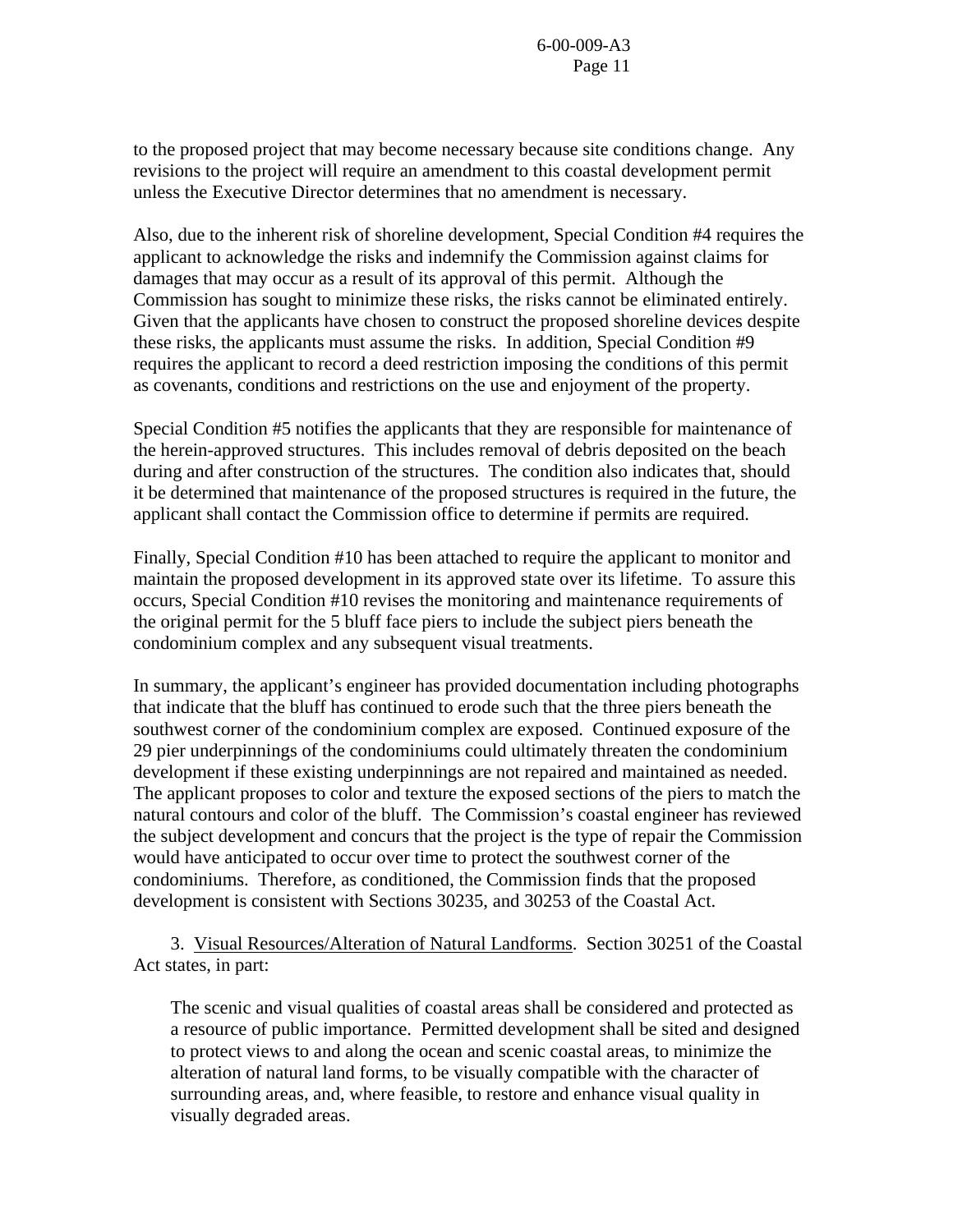to the proposed project that may become necessary because site conditions change. Any revisions to the project will require an amendment to this coastal development permit unless the Executive Director determines that no amendment is necessary.

Also, due to the inherent risk of shoreline development, Special Condition #4 requires the applicant to acknowledge the risks and indemnify the Commission against claims for damages that may occur as a result of its approval of this permit. Although the Commission has sought to minimize these risks, the risks cannot be eliminated entirely. Given that the applicants have chosen to construct the proposed shoreline devices despite these risks, the applicants must assume the risks. In addition, Special Condition #9 requires the applicant to record a deed restriction imposing the conditions of this permit as covenants, conditions and restrictions on the use and enjoyment of the property.

Special Condition #5 notifies the applicants that they are responsible for maintenance of the herein-approved structures. This includes removal of debris deposited on the beach during and after construction of the structures. The condition also indicates that, should it be determined that maintenance of the proposed structures is required in the future, the applicant shall contact the Commission office to determine if permits are required.

Finally, Special Condition #10 has been attached to require the applicant to monitor and maintain the proposed development in its approved state over its lifetime. To assure this occurs, Special Condition #10 revises the monitoring and maintenance requirements of the original permit for the 5 bluff face piers to include the subject piers beneath the condominium complex and any subsequent visual treatments.

In summary, the applicant's engineer has provided documentation including photographs that indicate that the bluff has continued to erode such that the three piers beneath the southwest corner of the condominium complex are exposed. Continued exposure of the 29 pier underpinnings of the condominiums could ultimately threaten the condominium development if these existing underpinnings are not repaired and maintained as needed. The applicant proposes to color and texture the exposed sections of the piers to match the natural contours and color of the bluff. The Commission's coastal engineer has reviewed the subject development and concurs that the project is the type of repair the Commission would have anticipated to occur over time to protect the southwest corner of the condominiums. Therefore, as conditioned, the Commission finds that the proposed development is consistent with Sections 30235, and 30253 of the Coastal Act.

3. Visual Resources/Alteration of Natural Landforms. Section 30251 of the Coastal Act states, in part:

> The scenic and visual qualities of coastal areas shall be considered and protected as a resource of public importance. Permitted development shall be sited and designed to protect views to and along the ocean and scenic coastal areas, to minimize the alteration of natural land forms, to be visually compatible with the character of surrounding areas, and, where feasible, to restore and enhance visual quality in visually degraded areas.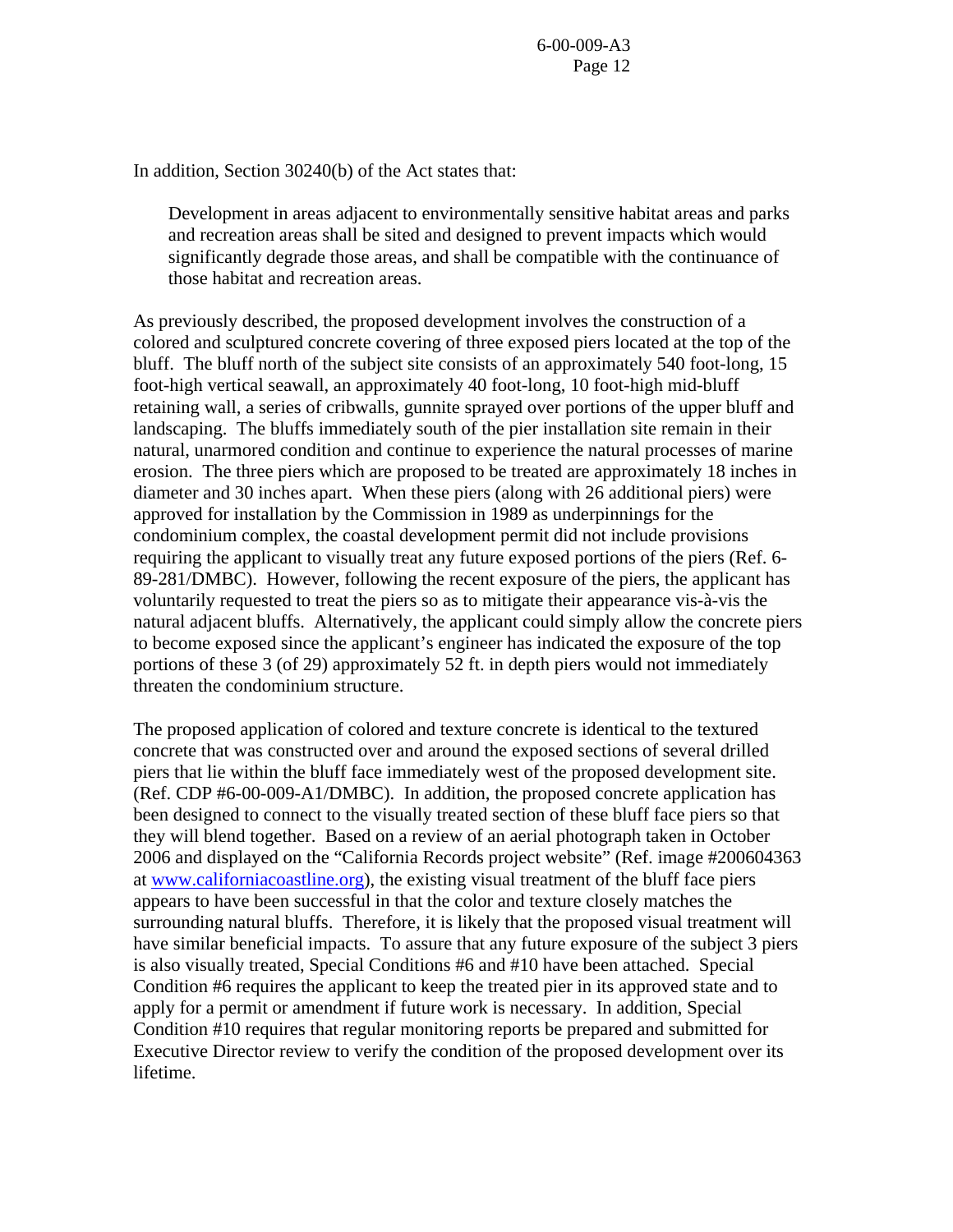In addition, Section 30240(b) of the Act states that:

> Development in areas adjacent to environmentally sensitive habitat areas and parks and recreation areas shall be sited and designed to prevent impacts which would significantly degrade those areas, and shall be compatible with the continuance of those habitat and recreation areas.

As previously described, the proposed development involves the construction of a colored and sculptured concrete covering of three exposed piers located at the top of the bluff. The bluff north of the subject site consists of an approximately 540 foot-long, 15 foot-high vertical seawall, an approximately 40 foot-long, 10 foot-high mid-bluff retaining wall, a series of cribwalls, gunnite sprayed over portions of the upper bluff and landscaping. The bluffs immediately south of the pier installation site remain in their natural, unarmored condition and continue to experience the natural processes of marine erosion. The three piers which are proposed to be treated are approximately 18 inches in diameter and 30 inches apart. When these piers (along with 26 additional piers) were approved for installation by the Commission in 1989 as underpinnings for the condominium complex, the coastal development permit did not include provisions requiring the applicant to visually treat any future exposed portions of the piers (Ref. 6-89-281/DMBC). However, following the recent exposure of the piers, the applicant has voluntarily requested to treat the piers so as to mitigate their appearance vis-à-vis the natural adjacent bluffs. Alternatively, the applicant could simply allow the concrete piers to become exposed since the applicant's engineer has indicated the exposure of the top portions of these 3 (of 29) approximately 52 ft. in depth piers would not immediately threaten the condominium structure.

The proposed application of colored and texture concrete is identical to the textured concrete that was constructed over and around the exposed sections of several drilled piers that lie within the bluff face immediately west of the proposed development site. (Ref. CDP #6-00-009-A1/DMBC). In addition, the proposed concrete application has been designed to connect to the visually treated section of these bluff face piers so that they will blend together. Based on a review of an aerial photograph taken in October 2006 and displayed on the "California Records project website" (Ref. image #200604363 at [www.californiacoastline.org](www.californiacoastline.org)), the existing visual treatment of the bluff face piers appears to have been successful in that the color and texture closely matches the surrounding natural bluffs. Therefore, it is likely that the proposed visual treatment will have similar beneficial impacts. To assure that any future exposure of the subject 3 piers is also visually treated, Special Conditions #6 and #10 have been attached. Special Condition #6 requires the applicant to keep the treated pier in its approved state and to apply for a permit or amendment if future work is necessary. In addition, Special Condition #10 requires that regular monitoring reports be prepared and submitted for Executive Director review to verify the condition of the proposed development over its lifetime.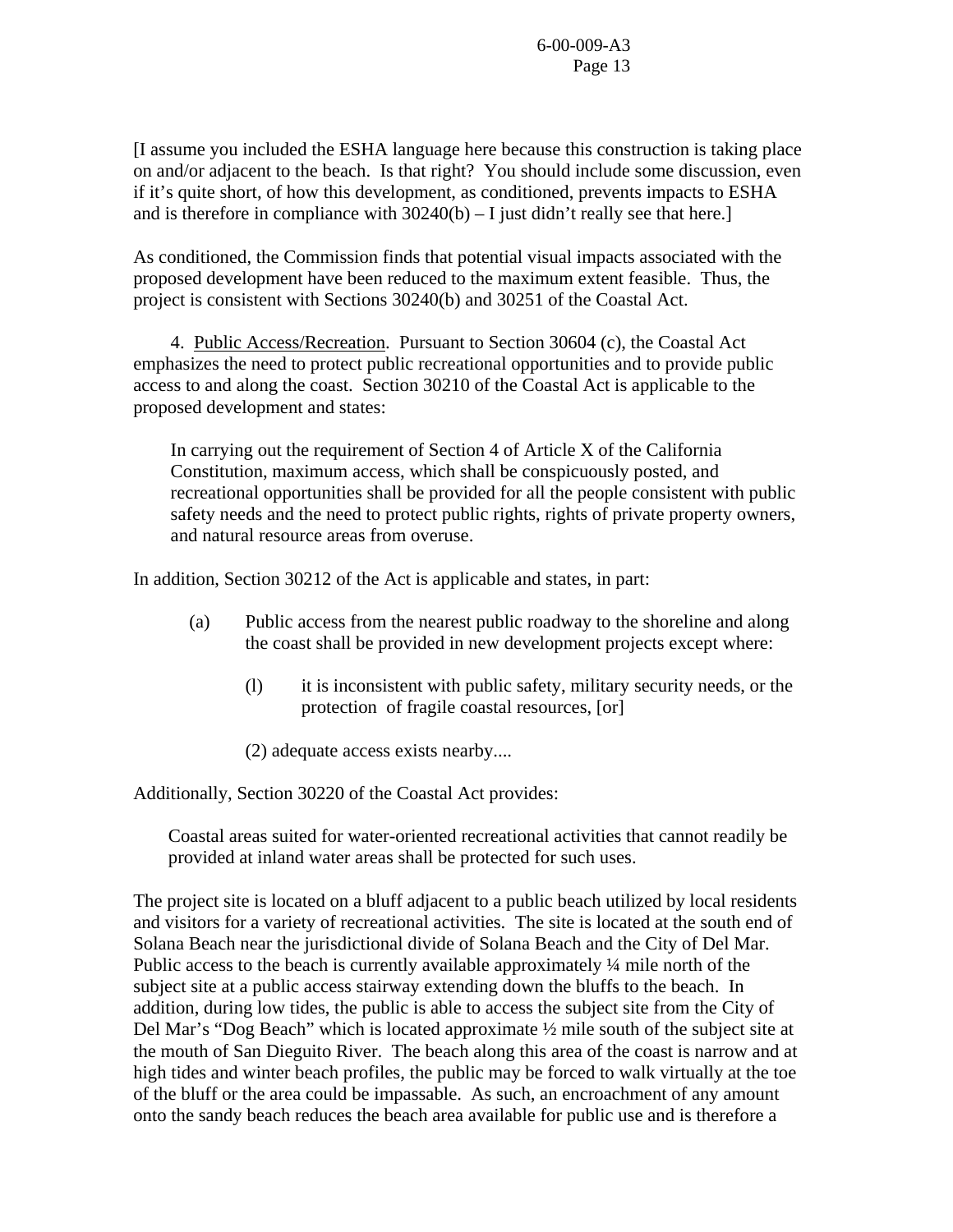[I assume you included the ESHA language here because this construction is taking place on and/or adjacent to the beach. Is that right? You should include some discussion, even if it's quite short, of how this development, as conditioned, prevents impacts to ESHA and is therefore in compliance with 30240(b) – I just didn't really see that here.]

As conditioned, the Commission finds that potential visual impacts associated with the proposed development have been reduced to the maximum extent feasible. Thus, the project is consistent with Sections 30240(b) and 30251 of the Coastal Act.

4. Public Access/Recreation. Pursuant to Section 30604 (c), the Coastal Act emphasizes the need to protect public recreational opportunities and to provide public access to and along the coast. Section 30210 of the Coastal Act is applicable to the proposed development and states:

> In carrying out the requirement of Section 4 of Article X of the California Constitution, maximum access, which shall be conspicuously posted, and recreational opportunities shall be provided for all the people consistent with public safety needs and the need to protect public rights, rights of private property owners, and natural resource areas from overuse.

In addition, Section 30212 of the Act is applicable and states, in part:

> (a) Public access from the nearest public roadway to the shoreline and along the coast shall be provided in new development projects except where:
>
> (l) it is inconsistent with public safety, military security needs, or the protection of fragile coastal resources, [or]
>
> (2) adequate access exists nearby....

Additionally, Section 30220 of the Coastal Act provides:

> Coastal areas suited for water-oriented recreational activities that cannot readily be provided at inland water areas shall be protected for such uses.

The project site is located on a bluff adjacent to a public beach utilized by local residents and visitors for a variety of recreational activities. The site is located at the south end of Solana Beach near the jurisdictional divide of Solana Beach and the City of Del Mar. Public access to the beach is currently available approximately ¼ mile north of the subject site at a public access stairway extending down the bluffs to the beach. In addition, during low tides, the public is able to access the subject site from the City of Del Mar's "Dog Beach" which is located approximate ½ mile south of the subject site at the mouth of San Dieguito River. The beach along this area of the coast is narrow and at high tides and winter beach profiles, the public may be forced to walk virtually at the toe of the bluff or the area could be impassable. As such, an encroachment of any amount onto the sandy beach reduces the beach area available for public use and is therefore a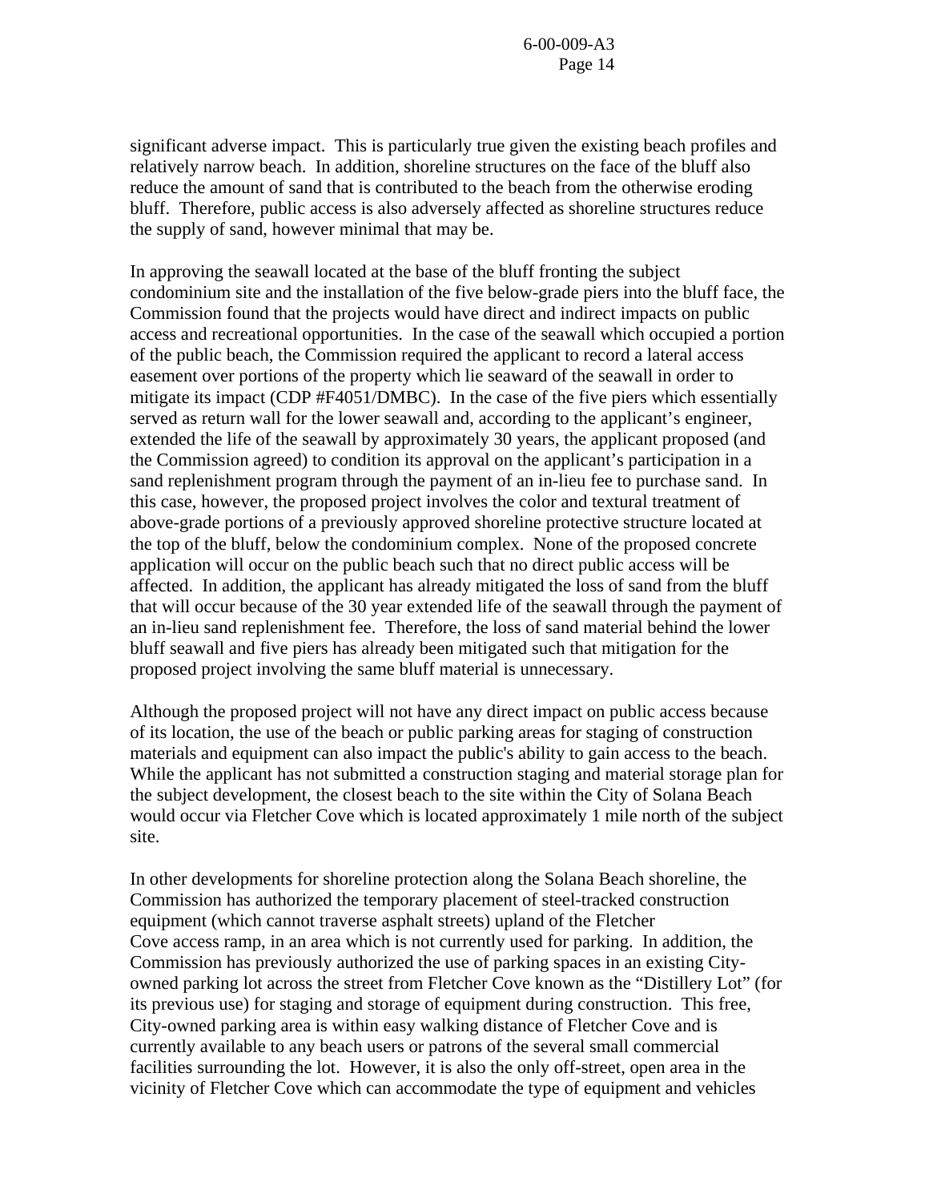significant adverse impact. This is particularly true given the existing beach profiles and relatively narrow beach. In addition, shoreline structures on the face of the bluff also reduce the amount of sand that is contributed to the beach from the otherwise eroding bluff. Therefore, public access is also adversely affected as shoreline structures reduce the supply of sand, however minimal that may be.

In approving the seawall located at the base of the bluff fronting the subject condominium site and the installation of the five below-grade piers into the bluff face, the Commission found that the projects would have direct and indirect impacts on public access and recreational opportunities. In the case of the seawall which occupied a portion of the public beach, the Commission required the applicant to record a lateral access easement over portions of the property which lie seaward of the seawall in order to mitigate its impact (CDP #F4051/DMBC). In the case of the five piers which essentially served as return wall for the lower seawall and, according to the applicant's engineer, extended the life of the seawall by approximately 30 years, the applicant proposed (and the Commission agreed) to condition its approval on the applicant's participation in a sand replenishment program through the payment of an in-lieu fee to purchase sand. In this case, however, the proposed project involves the color and textural treatment of above-grade portions of a previously approved shoreline protective structure located at the top of the bluff, below the condominium complex. None of the proposed concrete application will occur on the public beach such that no direct public access will be affected. In addition, the applicant has already mitigated the loss of sand from the bluff that will occur because of the 30 year extended life of the seawall through the payment of an in-lieu sand replenishment fee. Therefore, the loss of sand material behind the lower bluff seawall and five piers has already been mitigated such that mitigation for the proposed project involving the same bluff material is unnecessary.

Although the proposed project will not have any direct impact on public access because of its location, the use of the beach or public parking areas for staging of construction materials and equipment can also impact the public's ability to gain access to the beach. While the applicant has not submitted a construction staging and material storage plan for the subject development, the closest beach to the site within the City of Solana Beach would occur via Fletcher Cove which is located approximately 1 mile north of the subject site.

In other developments for shoreline protection along the Solana Beach shoreline, the Commission has authorized the temporary placement of steel-tracked construction equipment (which cannot traverse asphalt streets) upland of the Fletcher Cove access ramp, in an area which is not currently used for parking. In addition, the Commission has previously authorized the use of parking spaces in an existing City-owned parking lot across the street from Fletcher Cove known as the "Distillery Lot" (for its previous use) for staging and storage of equipment during construction. This free, City-owned parking area is within easy walking distance of Fletcher Cove and is currently available to any beach users or patrons of the several small commercial facilities surrounding the lot. However, it is also the only off-street, open area in the vicinity of Fletcher Cove which can accommodate the type of equipment and vehicles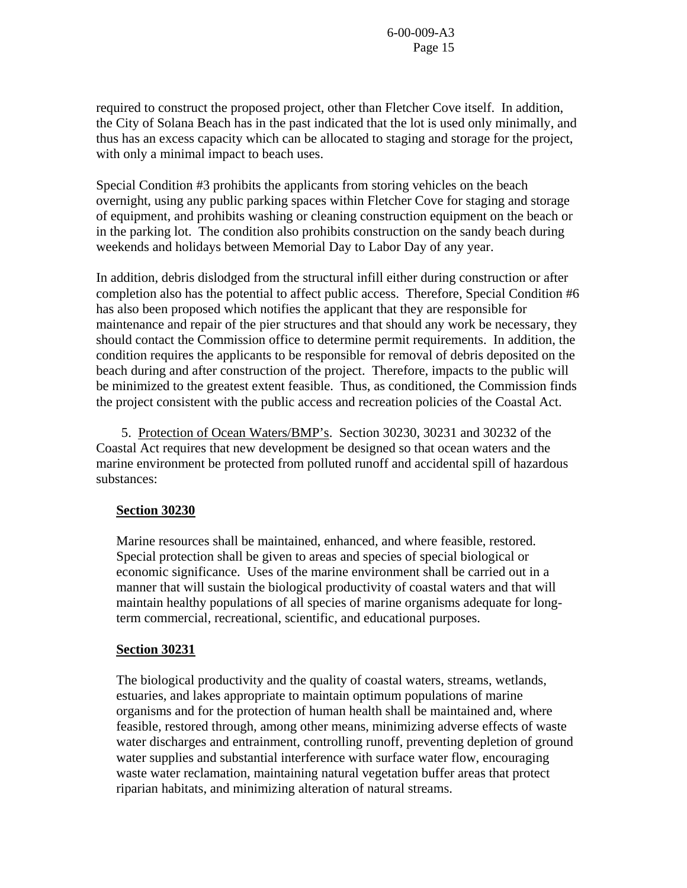required to construct the proposed project, other than Fletcher Cove itself. In addition, the City of Solana Beach has in the past indicated that the lot is used only minimally, and thus has an excess capacity which can be allocated to staging and storage for the project, with only a minimal impact to beach uses.

Special Condition #3 prohibits the applicants from storing vehicles on the beach overnight, using any public parking spaces within Fletcher Cove for staging and storage of equipment, and prohibits washing or cleaning construction equipment on the beach or in the parking lot. The condition also prohibits construction on the sandy beach during weekends and holidays between Memorial Day to Labor Day of any year.

In addition, debris dislodged from the structural infill either during construction or after completion also has the potential to affect public access. Therefore, Special Condition #6 has also been proposed which notifies the applicant that they are responsible for maintenance and repair of the pier structures and that should any work be necessary, they should contact the Commission office to determine permit requirements. In addition, the condition requires the applicants to be responsible for removal of debris deposited on the beach during and after construction of the project. Therefore, impacts to the public will be minimized to the greatest extent feasible. Thus, as conditioned, the Commission finds the project consistent with the public access and recreation policies of the Coastal Act.

5. Protection of Ocean Waters/BMP's. Section 30230, 30231 and 30232 of the Coastal Act requires that new development be designed so that ocean waters and the marine environment be protected from polluted runoff and accidental spill of hazardous substances:

**Section 30230**

Marine resources shall be maintained, enhanced, and where feasible, restored. Special protection shall be given to areas and species of special biological or economic significance. Uses of the marine environment shall be carried out in a manner that will sustain the biological productivity of coastal waters and that will maintain healthy populations of all species of marine organisms adequate for long-term commercial, recreational, scientific, and educational purposes.

**Section 30231**

The biological productivity and the quality of coastal waters, streams, wetlands, estuaries, and lakes appropriate to maintain optimum populations of marine organisms and for the protection of human health shall be maintained and, where feasible, restored through, among other means, minimizing adverse effects of waste water discharges and entrainment, controlling runoff, preventing depletion of ground water supplies and substantial interference with surface water flow, encouraging waste water reclamation, maintaining natural vegetation buffer areas that protect riparian habitats, and minimizing alteration of natural streams.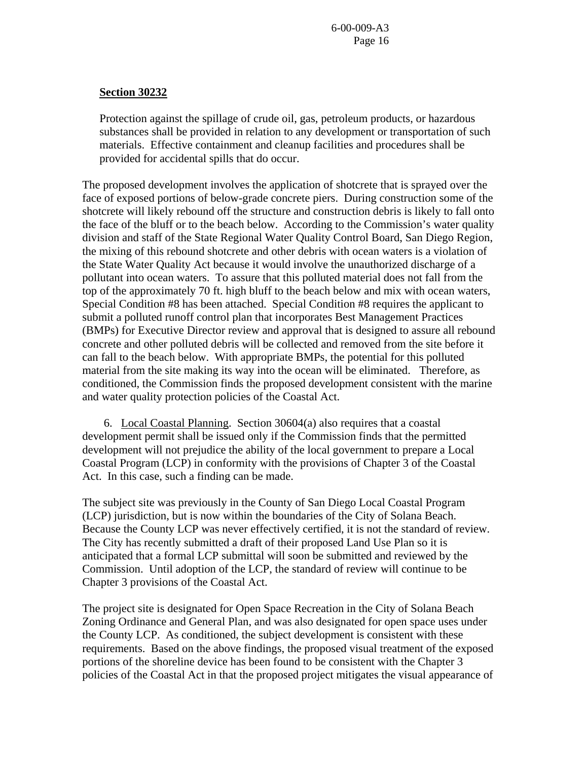**Section 30232**

> Protection against the spillage of crude oil, gas, petroleum products, or hazardous substances shall be provided in relation to any development or transportation of such materials. Effective containment and cleanup facilities and procedures shall be provided for accidental spills that do occur.

The proposed development involves the application of shotcrete that is sprayed over the face of exposed portions of below-grade concrete piers. During construction some of the shotcrete will likely rebound off the structure and construction debris is likely to fall onto the face of the bluff or to the beach below. According to the Commission's water quality division and staff of the State Regional Water Quality Control Board, San Diego Region, the mixing of this rebound shotcrete and other debris with ocean waters is a violation of the State Water Quality Act because it would involve the unauthorized discharge of a pollutant into ocean waters. To assure that this polluted material does not fall from the top of the approximately 70 ft. high bluff to the beach below and mix with ocean waters, Special Condition #8 has been attached. Special Condition #8 requires the applicant to submit a polluted runoff control plan that incorporates Best Management Practices (BMPs) for Executive Director review and approval that is designed to assure all rebound concrete and other polluted debris will be collected and removed from the site before it can fall to the beach below. With appropriate BMPs, the potential for this polluted material from the site making its way into the ocean will be eliminated. Therefore, as conditioned, the Commission finds the proposed development consistent with the marine and water quality protection policies of the Coastal Act.

6. Local Coastal Planning. Section 30604(a) also requires that a coastal development permit shall be issued only if the Commission finds that the permitted development will not prejudice the ability of the local government to prepare a Local Coastal Program (LCP) in conformity with the provisions of Chapter 3 of the Coastal Act. In this case, such a finding can be made.

The subject site was previously in the County of San Diego Local Coastal Program (LCP) jurisdiction, but is now within the boundaries of the City of Solana Beach. Because the County LCP was never effectively certified, it is not the standard of review. The City has recently submitted a draft of their proposed Land Use Plan so it is anticipated that a formal LCP submittal will soon be submitted and reviewed by the Commission. Until adoption of the LCP, the standard of review will continue to be Chapter 3 provisions of the Coastal Act.

The project site is designated for Open Space Recreation in the City of Solana Beach Zoning Ordinance and General Plan, and was also designated for open space uses under the County LCP. As conditioned, the subject development is consistent with these requirements. Based on the above findings, the proposed visual treatment of the exposed portions of the shoreline device has been found to be consistent with the Chapter 3 policies of the Coastal Act in that the proposed project mitigates the visual appearance of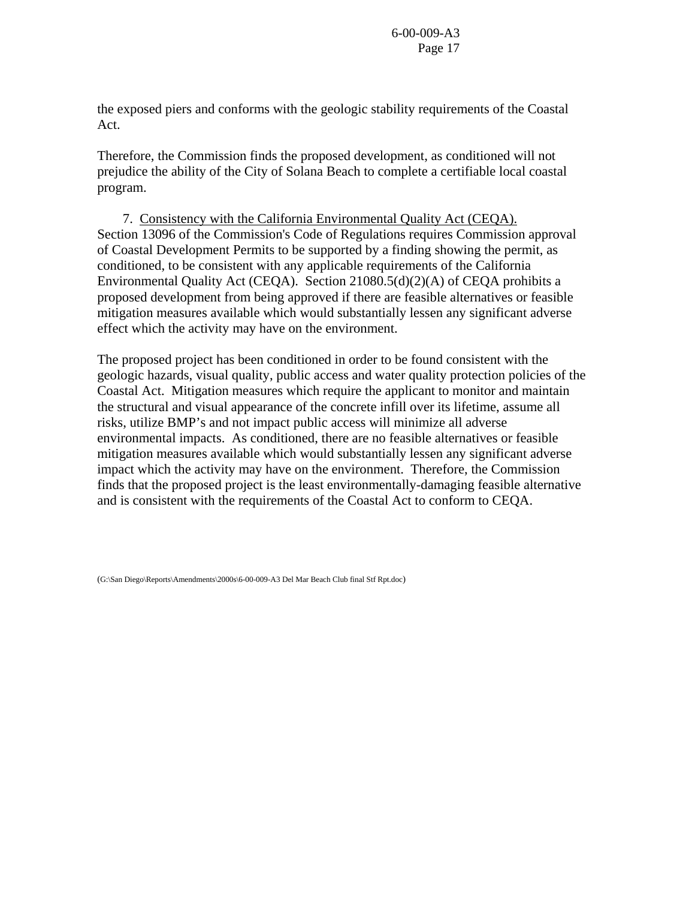the exposed piers and conforms with the geologic stability requirements of the Coastal Act.

Therefore, the Commission finds the proposed development, as conditioned will not prejudice the ability of the City of Solana Beach to complete a certifiable local coastal program.

7. Consistency with the California Environmental Quality Act (CEQA). Section 13096 of the Commission's Code of Regulations requires Commission approval of Coastal Development Permits to be supported by a finding showing the permit, as conditioned, to be consistent with any applicable requirements of the California Environmental Quality Act (CEQA). Section 21080.5(d)(2)(A) of CEQA prohibits a proposed development from being approved if there are feasible alternatives or feasible mitigation measures available which would substantially lessen any significant adverse effect which the activity may have on the environment.

The proposed project has been conditioned in order to be found consistent with the geologic hazards, visual quality, public access and water quality protection policies of the Coastal Act. Mitigation measures which require the applicant to monitor and maintain the structural and visual appearance of the concrete infill over its lifetime, assume all risks, utilize BMP's and not impact public access will minimize all adverse environmental impacts. As conditioned, there are no feasible alternatives or feasible mitigation measures available which would substantially lessen any significant adverse impact which the activity may have on the environment. Therefore, the Commission finds that the proposed project is the least environmentally-damaging feasible alternative and is consistent with the requirements of the Coastal Act to conform to CEQA.

(G:\San Diego\Reports\Amendments\2000s\6-00-009-A3 Del Mar Beach Club final Stf Rpt.doc)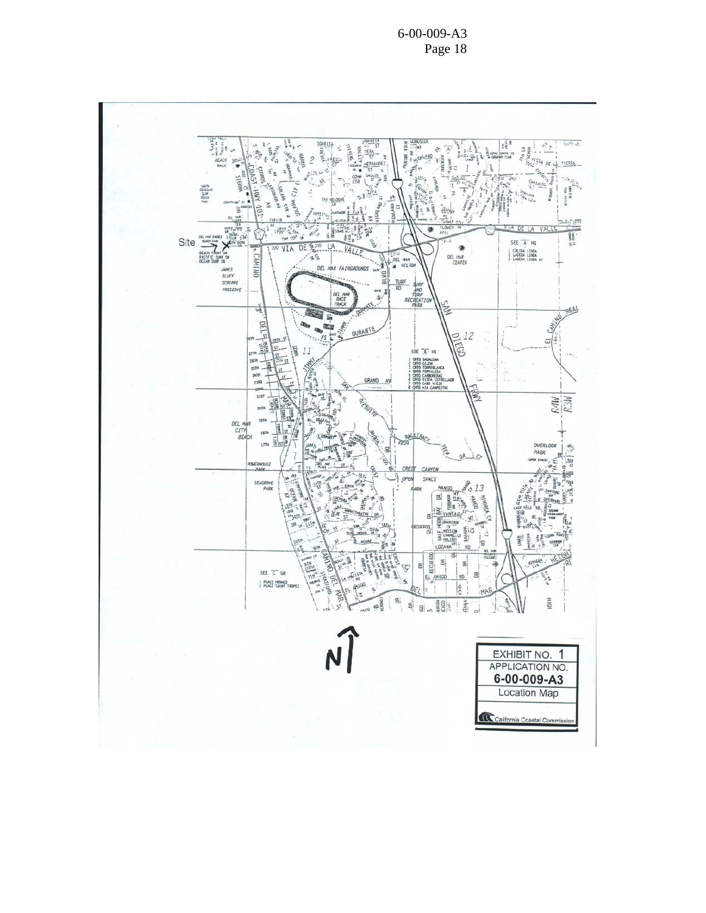Site

EXHIBIT NO. 1

APPLICATION NO.

**6-00-009-A3**

Location Map

California Coastal Commission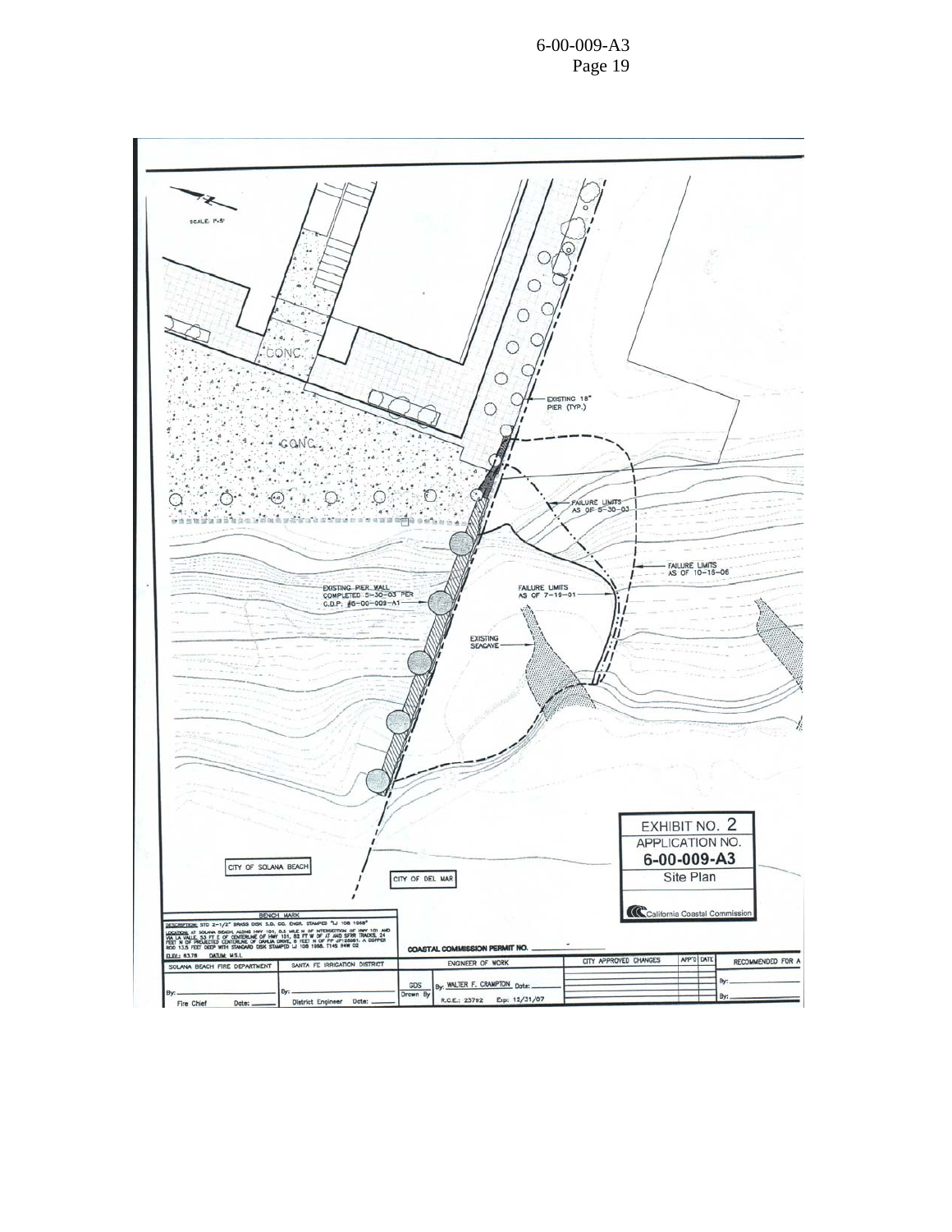SCALE: 1"=5'

CONC.

CONC.

EXISTING 18" PIER (TYP.)

FAILURE LIMITS AS OF 5-30-03

FAILURE LIMITS AS OF 10-16-06

EXISTING PIER WALL COMPLETED 5-30-03 PER C.D.P. #6-00-009-A1

FAILURE LIMITS AS OF 7-19-01

EXISTING SEACAVE

CITY OF SOLANA BEACH

CITY OF DEL MAR

EXHIBIT NO. 2
APPLICATION NO.
**6-00-009-A3**
Site Plan

California Coastal Commission

BENCH MARK

DESCRIPTION: STD 2-1/2" BRASS DISK S.D. CO. ENGR. STAMPED "LJ 108 1958"

LOCATION: AT SOLANA BEACH, ALONG HWY 101, 0.5 MILE N OF INTERSECTION OF HWY 101 AND VIA LA VALLE, 53 FT E OF CENTERLINE OF HWY 101, 82 FT W OF AT AND SFRR TRACKS, 24 FEET N OF PROJECTED CENTERLINE OF DAHLIA DRIVE, 8 FEET N OF PP #12661. A COPPER ROD 13.5 FEET DEEP WITH STANDARD DISK STAMPED LJ 108 1958. T14S R4W 02

ELEV.: 83.78 DATUM: M.S.L.

COASTAL COMMISSION PERMIT NO. \_\_\_\_\_\_

| SOLANA BEACH FIRE DEPARTMENT | SANTA FE IRRIGATION DISTRICT | | ENGINEER OF WORK | CITY APPROVED CHANGES | APP'D | DATE | RECOMMENDED FOR A |
|---|---|---|---|---|---|---|---|
| By: \_\_\_\_\_\_ Fire Chief Date: \_\_\_\_\_\_ | By: \_\_\_\_\_\_ District Engineer Date: \_\_\_\_\_\_ | GDS Drawn By | By: WALTER F. CRAMPTON Date: \_\_\_\_\_\_ R.C.E.: 23792 Exp: 12/31/07 | | | | By: \_\_\_\_\_\_ By: \_\_\_\_\_\_ |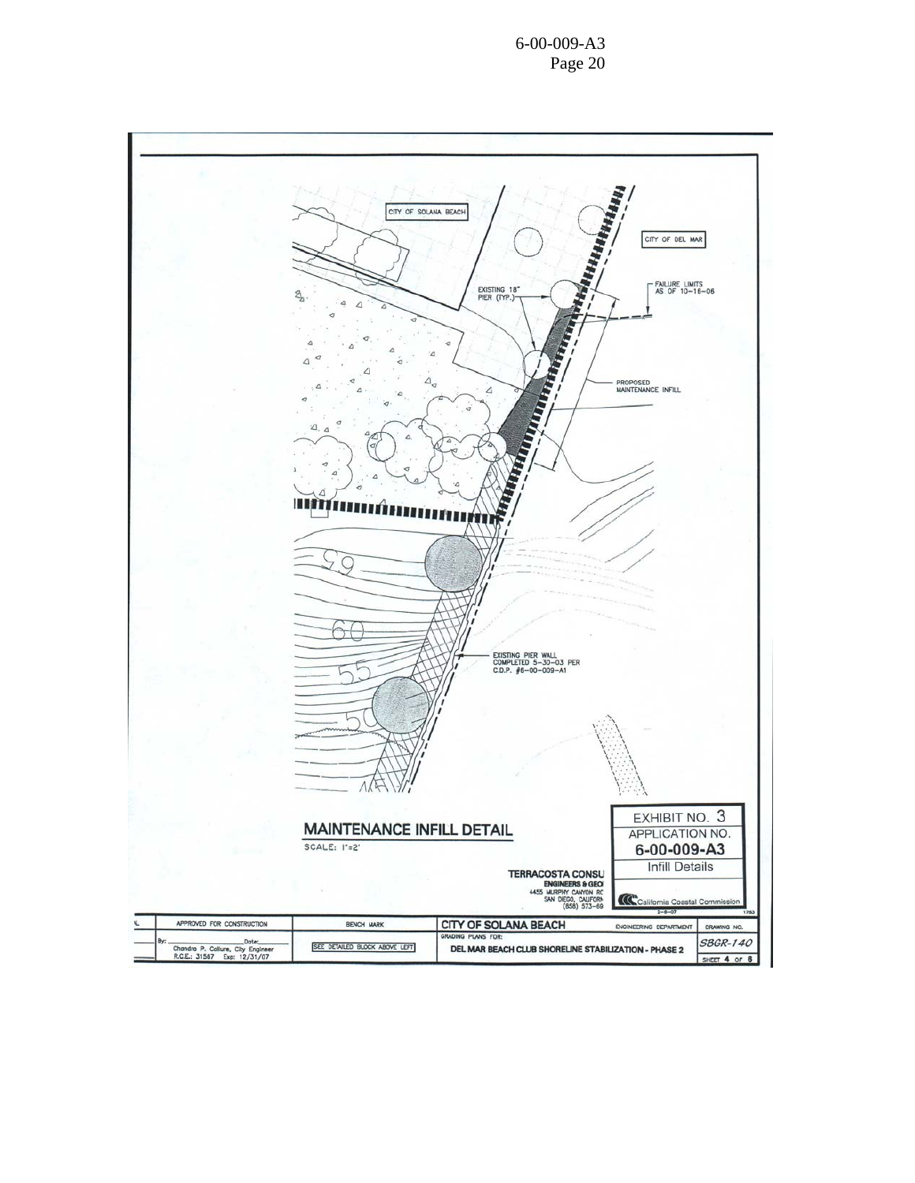CITY OF SOLANA BEACH

CITY OF DEL MAR

EXISTING 18" PIER (TYP.)

FAILURE LIMITS AS OF 10-16-06

PROPOSED MAINTENANCE INFILL

EXISTING PIER WALL COMPLETED 5-30-03 PER C.D.P. #6-00-009-A1

## MAINTENANCE INFILL DETAIL

SCALE: 1"=2'

TERRACOSTA CONSU
ENGINEERS & GEO
4455 MURPHY CANYON RC
SAN DIEGO, CALIFORN
(858) 573-69

EXHIBIT NO. 3
APPLICATION NO.
**6-00-009-A3**
Infill Details
California Coastal Commission

| APPROVED FOR CONSTRUCTION | BENCH MARK | CITY OF SOLANA BEACH | ENGINEERING DEPARTMENT | DRAWING NO. |
|---|---|---|---|---|
| By: Date: Chandra P. Collure, City Engineer R.C.E.: 31567 Exp: 12/31/07 | SEE DETAILED BLOCK ABOVE LEFT | GRADING PLANS FOR: DEL MAR BEACH CLUB SHORELINE STABILIZATION - PHASE 2 | | SBGR-140 SHEET 4 OF 8 |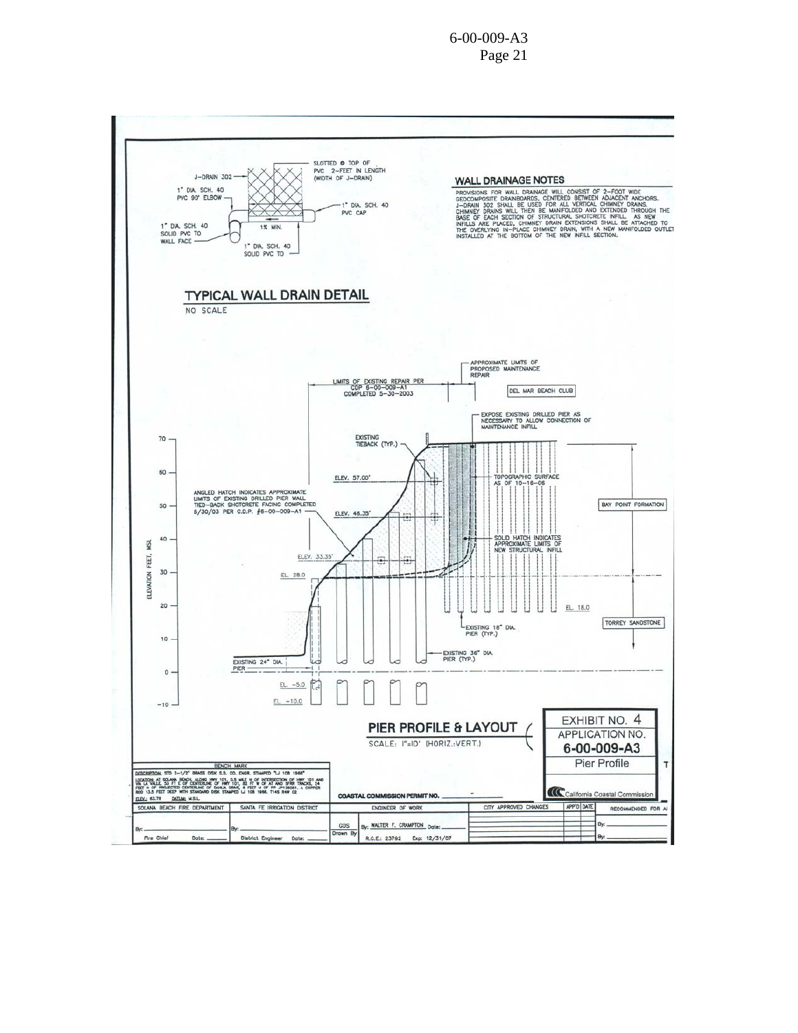## TYPICAL WALL DRAIN DETAIL

NO SCALE

J-DRAIN 302

1" DIA. SCH. 40 PVC 90° ELBOW

SLOTTED @ TOP OF PVC 2-FEET IN LENGTH (WIDTH OF J-DRAIN)

1" DIA. SCH. 40 PVC CAP

1% MIN.

1" DIA. SCH. 40 SOLID PVC TO WALL FACE

1" DIA. SCH. 40 SOLID PVC TO

## WALL DRAINAGE NOTES

PROVISIONS FOR WALL DRAINAGE WILL CONSIST OF 2-FOOT WIDE GEOCOMPOSITE DRAINBOARDS, CENTERED BETWEEN ADJACENT ANCHORS. J-DRAIN 302 SHALL BE USED FOR ALL VERTICAL CHIMNEY DRAINS. CHIMNEY DRAINS WILL THEN BE MANIFOLDED AND EXTENDED THROUGH THE BASE OF EACH SECTION OF STRUCTURAL SHOTCRETE INFILL. AS NEW INFILLS ARE PLACED, CHIMNEY DRAIN EXTENSIONS SHALL BE ATTACHED TO THE OVERLYING IN-PLACE CHIMNEY DRAIN, WITH A NEW MANIFOLDED OUTLET INSTALLED AT THE BOTTOM OF THE NEW INFILL SECTION.

## PIER PROFILE & LAYOUT

SCALE: 1"=10' (HORIZ.:VERT.)

LIMITS OF EXISTING REPAIR PER CDP 6-00-009-A1 COMPLETED 5-30-2003

APPROXIMATE LIMITS OF PROPOSED MAINTENANCE REPAIR

DEL MAR BEACH CLUB

EXPOSE EXISTING DRILLED PIER AS NECESSARY TO ALLOW CONNECTION OF MAINTENANCE INFILL

EXISTING TIEBACK (TYP.)

ELEV. 57.00'

TOPOGRAPHIC SURFACE AS OF 10-16-06

ANGLED HATCH INDICATES APPROXIMATE LIMITS OF EXISTING DRILLED PIER WALL TIED-BACK SHOTCRETE FACING COMPLETED 5/30/03 PER C.D.P. #6-00-009-A1

ELEV. 46.35'

BAY POINT FORMATION

SOLID HATCH INDICATES APPROXIMATE LIMITS OF NEW STRUCTURAL INFILL

ELEV. 33.35'

EL. 28.0

EL. 18.0

TORREY SANDSTONE

EXISTING 18" DIA. PIER (TYP.)

EXISTING 36" DIA. PIER (TYP.)

EXISTING 24" DIA. PIER

EL. -5.0

EL. -10.0

ELEVATION FEET, MSL

70, 60, 50, 40, 30, 20, 10, 0, -10

EXHIBIT NO. 4
APPLICATION NO.
**6-00-009-A3**
Pier Profile

California Coastal Commission

BENCH MARK

DESCRIPTION: STD 3-1/2" BRASS DISK S.D. CO. ENGR. STAMPED "LJ 108 1968"

LOCATION: AT SOLANA BEACH, ALONG HWY 101, 0.5 MILE N OF INTERSECTION OF HWY 101 AND VIA LA VALLE, 53 FT E OF CENTERLINE OF HWY 101, 82 FT W OF AT AND SFRR TRACKS, 24 FEET N OF PROJECTED CENTERLINE OF DAHLIA DRIVE, 6 FEET N OF PP JP128081. A COPPER ROD 13.5 FEET DEEP WITH STANDARD DISK STAMPED LJ 108 1968. T14S R4W 02

ELEV.: 83.78 DATUM: M.S.L.

COASTAL COMMISSION PERMIT NO. ______

| SOLANA BEACH FIRE DEPARTMENT | SANTA FE IRRIGATION DISTRICT | ENGINEER OF WORK | | CITY APPROVED CHANGES | APP'D | DATE | RECOMMENDED FOR A |
|---|---|---|---|---|---|---|---|
| By: ______ Fire Chief Date: ______ | By: ______ District Engineer Date: ______ | GDS Drawn By | By: WALTER F. CRAMPTON Date: ______ R.C.E.: 23792 Exp: 12/31/07 | | | | By: ______ By: ______ |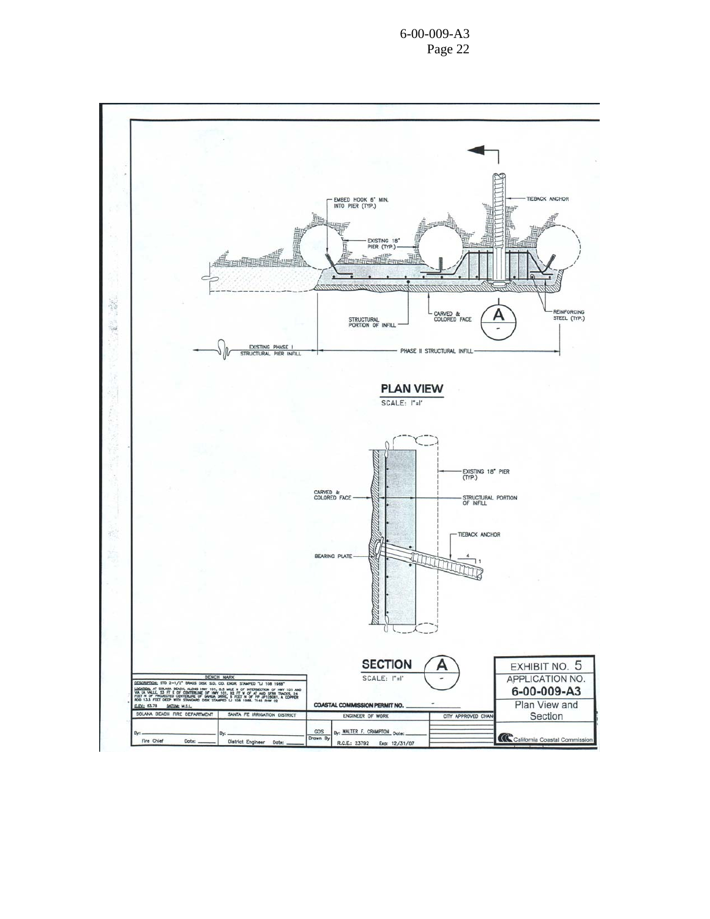EMBED HOOK 6" MIN. INTO PIER (TYP.)

TIEBACK ANCHOR

EXISTING 18" PIER (TYP.)

REINFORCING STEEL (TYP.)

CARVED & COLORED FACE

STRUCTURAL PORTION OF INFILL

EXISTING PHASE I STRUCTURAL PIER INFILL

PHASE II STRUCTURAL INFILL

## PLAN VIEW

SCALE: 1"=1'

EXISTING 18" PIER (TYP.)

CARVED & COLORED FACE

STRUCTURAL PORTION OF INFILL

TIEBACK ANCHOR

BEARING PLATE

## SECTION A

SCALE: 1"=1'

**BENCH MARK**

DESCRIPTION: STD 2-1/2" BRASS DISK S.D. CO. ENGR. STAMPED "LJ 108 1968"

LOCATION: AT SOLANA BEACH, ALONG HWY 101, 0.5 MILE N OF INTERSECTION OF HWY 101 AND VIA LA VALLE, 53 FT E OF CENTERLINE OF HWY 101, 92 FT W OF AT AND SFRR TRACKS, 24 FEET N OF PROJECTED CENTERLINE OF DAHLIA DRIVE, 5 FEET N OF PP JP12806?, A COPPER ROD 13.5 FEET DEEP WITH STANDARD DISK STAMPED LJ 108 1968. T14S R4W 02

ELEV: 63.73 DATUM: M.S.L.

| SOLANA BEACH FIRE DEPARTMENT | SANTA FE IRRIGATION DISTRICT | ENGINEER OF WORK | | CITY APPROVED CHAN |
|---|---|---|---|---|
| By: ______ Fire Chief Date: ______ | By: ______ District Engineer Date: ______ | GDS Drawn By | By: WALTER F. CRAMPTON Date: ______ R.C.E.: 23792 Exp: 12/31/07 | |

COASTAL COMMISSION PERMIT NO. ______

EXHIBIT NO. 5

APPLICATION NO.

**6-00-009-A3**

Plan View and Section

California Coastal Commission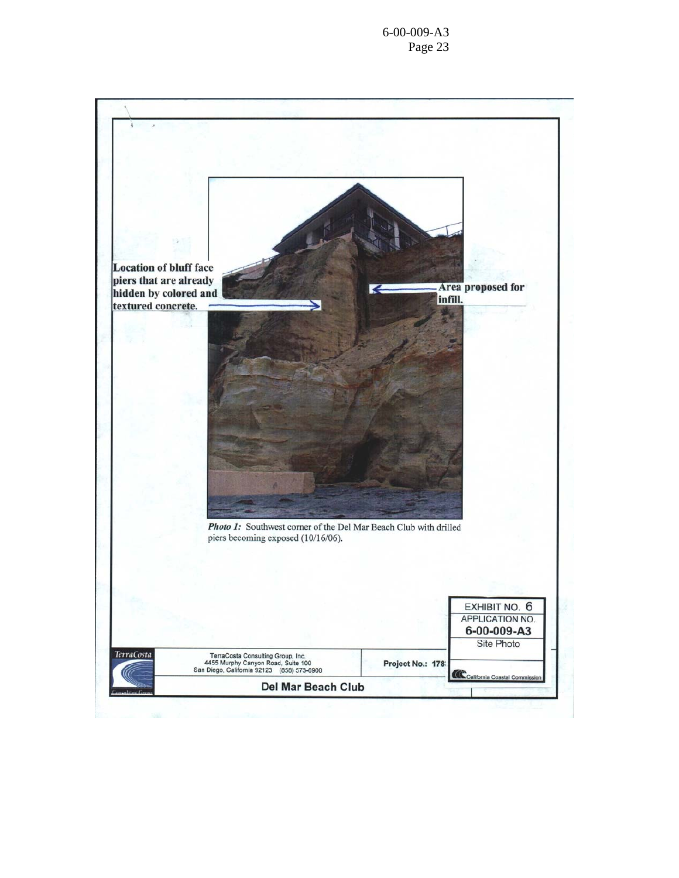Location of bluff face piers that are already hidden by colored and textured concrete.

Area proposed for infill.

*Photo 1:* Southwest corner of the Del Mar Beach Club with drilled piers becoming exposed (10/16/06).

EXHIBIT NO. 6
APPLICATION NO.
**6-00-009-A3**
Site Photo

California Coastal Commission

TerraCosta Consulting Group, Inc.
4455 Murphy Canyon Road, Suite 100
San Diego, California 92123 (858) 573-6900

**Project No.: 178**

**Del Mar Beach Club**